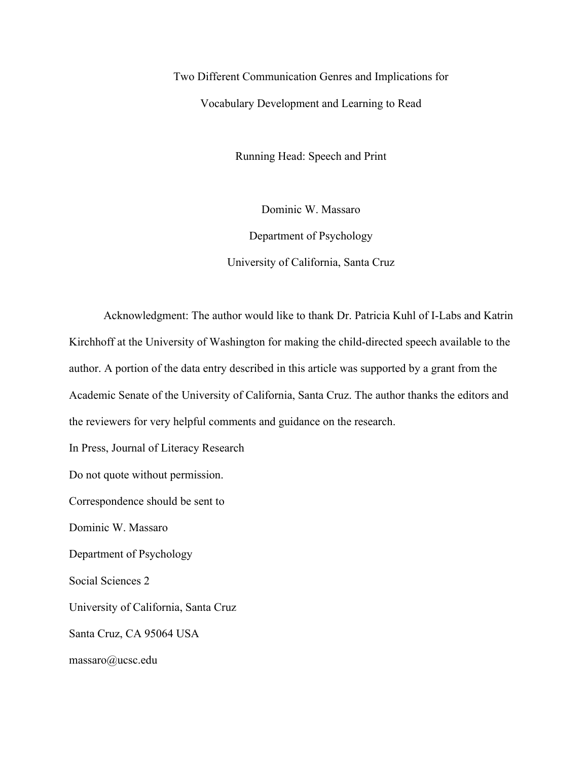# Two Different Communication Genres and Implications for Vocabulary Development and Learning to Read

Running Head: Speech and Print

Dominic W. Massaro

Department of Psychology

University of California, Santa Cruz

Acknowledgment: The author would like to thank Dr. Patricia Kuhl of I-Labs and Katrin Kirchhoff at the University of Washington for making the child-directed speech available to the author. A portion of the data entry described in this article was supported by a grant from the Academic Senate of the University of California, Santa Cruz. The author thanks the editors and the reviewers for very helpful comments and guidance on the research.

In Press, Journal of Literacy Research

Do not quote without permission.

Correspondence should be sent to

Dominic W. Massaro

Department of Psychology

Social Sciences 2

University of California, Santa Cruz

Santa Cruz, CA 95064 USA

massaro@ucsc.edu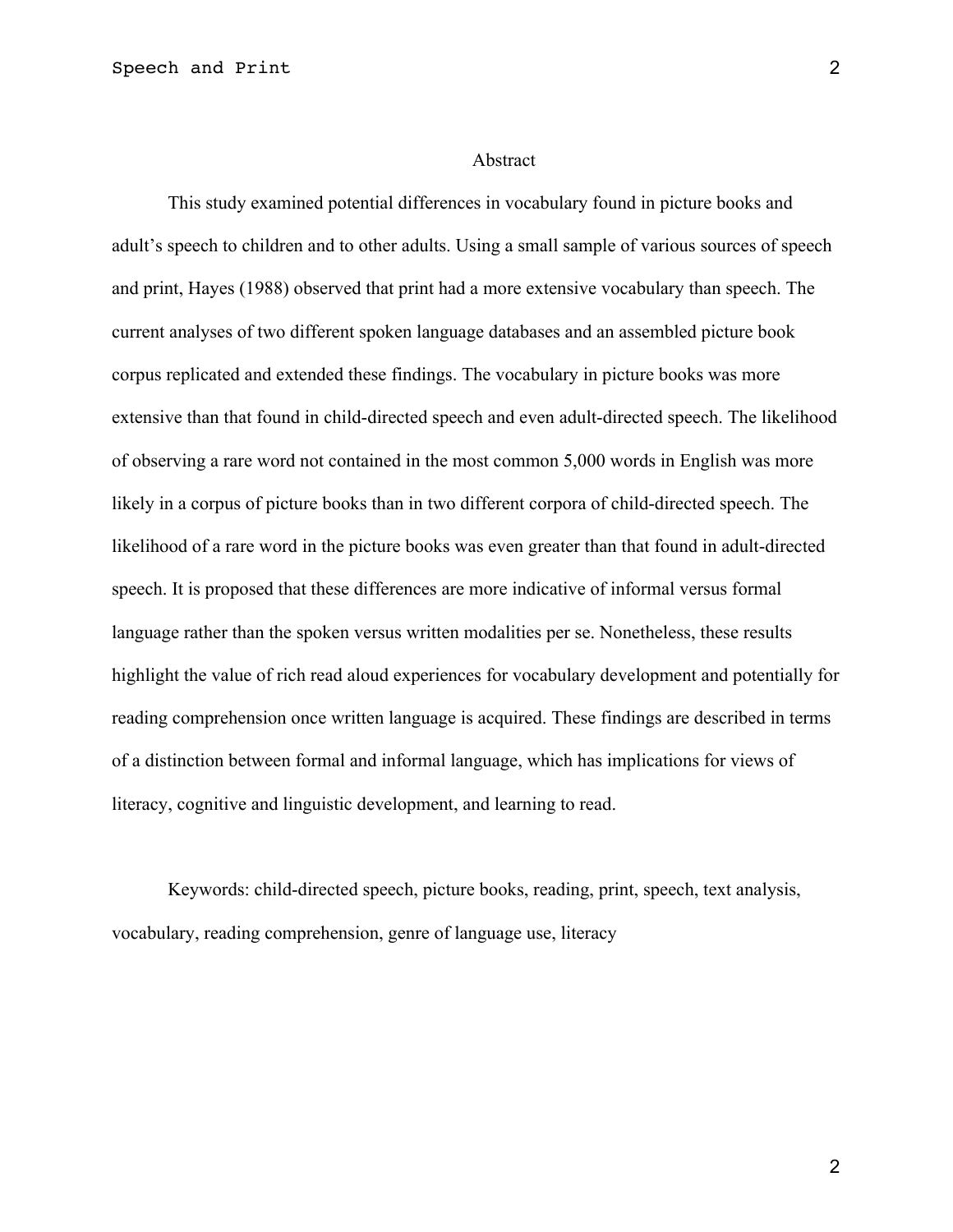## Abstract

This study examined potential differences in vocabulary found in picture books and adult's speech to children and to other adults. Using a small sample of various sources of speech and print, Hayes (1988) observed that print had a more extensive vocabulary than speech. The current analyses of two different spoken language databases and an assembled picture book corpus replicated and extended these findings. The vocabulary in picture books was more extensive than that found in child-directed speech and even adult-directed speech. The likelihood of observing a rare word not contained in the most common 5,000 words in English was more likely in a corpus of picture books than in two different corpora of child-directed speech. The likelihood of a rare word in the picture books was even greater than that found in adult-directed speech. It is proposed that these differences are more indicative of informal versus formal language rather than the spoken versus written modalities per se. Nonetheless, these results highlight the value of rich read aloud experiences for vocabulary development and potentially for reading comprehension once written language is acquired. These findings are described in terms of a distinction between formal and informal language, which has implications for views of literacy, cognitive and linguistic development, and learning to read.

Keywords: child-directed speech, picture books, reading, print, speech, text analysis, vocabulary, reading comprehension, genre of language use, literacy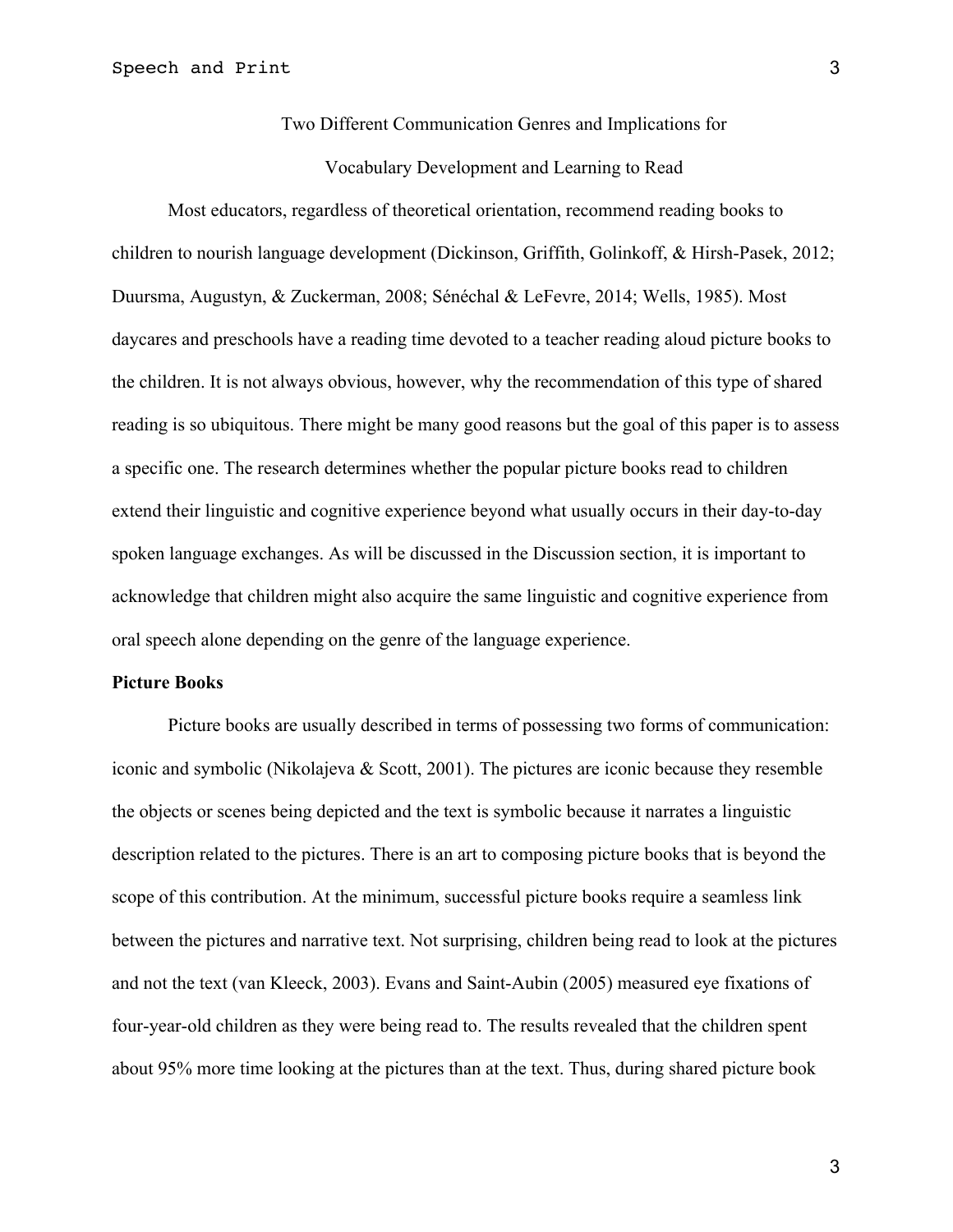Two Different Communication Genres and Implications for

Vocabulary Development and Learning to Read

Most educators, regardless of theoretical orientation, recommend reading books to children to nourish language development (Dickinson, Griffith, Golinkoff, & Hirsh-Pasek, 2012; Duursma, Augustyn, & Zuckerman, 2008; Sénéchal & LeFevre, 2014; Wells, 1985). Most daycares and preschools have a reading time devoted to a teacher reading aloud picture books to the children. It is not always obvious, however, why the recommendation of this type of shared reading is so ubiquitous. There might be many good reasons but the goal of this paper is to assess a specific one. The research determines whether the popular picture books read to children extend their linguistic and cognitive experience beyond what usually occurs in their day-to-day spoken language exchanges. As will be discussed in the Discussion section, it is important to acknowledge that children might also acquire the same linguistic and cognitive experience from oral speech alone depending on the genre of the language experience.

**Picture Books**

Picture books are usually described in terms of possessing two forms of communication: iconic and symbolic (Nikolajeva & Scott, 2001). The pictures are iconic because they resemble the objects or scenes being depicted and the text is symbolic because it narrates a linguistic description related to the pictures. There is an art to composing picture books that is beyond the scope of this contribution. At the minimum, successful picture books require a seamless link between the pictures and narrative text. Not surprising, children being read to look at the pictures and not the text (van Kleeck, 2003). Evans and Saint-Aubin (2005) measured eye fixations of four-year-old children as they were being read to. The results revealed that the children spent about 95% more time looking at the pictures than at the text. Thus, during shared picture book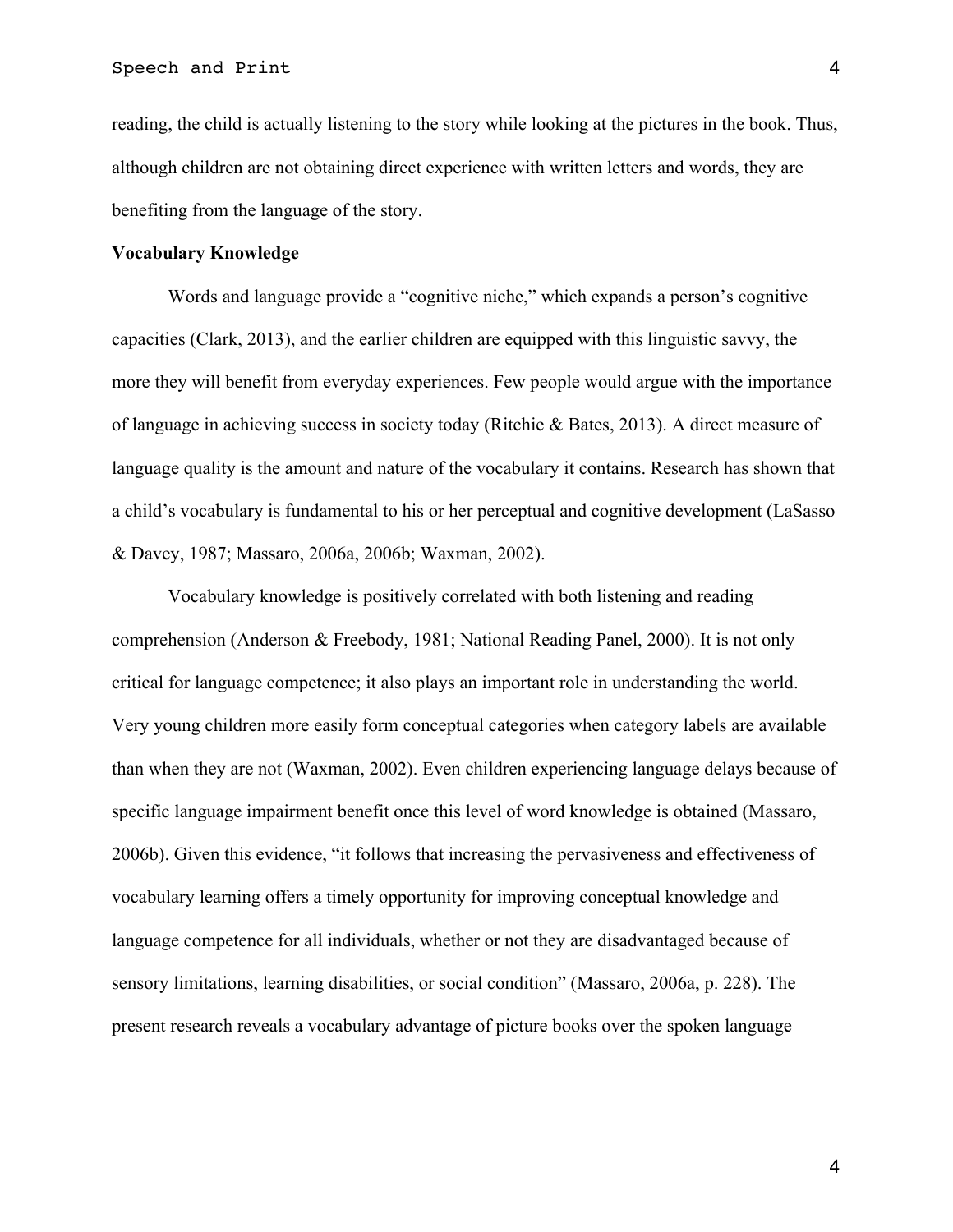reading, the child is actually listening to the story while looking at the pictures in the book. Thus, although children are not obtaining direct experience with written letters and words, they are benefiting from the language of the story.

**Vocabulary Knowledge**

Words and language provide a "cognitive niche," which expands a person's cognitive capacities (Clark, 2013), and the earlier children are equipped with this linguistic savvy, the more they will benefit from everyday experiences. Few people would argue with the importance of language in achieving success in society today (Ritchie & Bates, 2013). A direct measure of language quality is the amount and nature of the vocabulary it contains. Research has shown that a child's vocabulary is fundamental to his or her perceptual and cognitive development (LaSasso & Davey, 1987; Massaro, 2006a, 2006b; Waxman, 2002).

Vocabulary knowledge is positively correlated with both listening and reading comprehension (Anderson & Freebody, 1981; National Reading Panel, 2000). It is not only critical for language competence; it also plays an important role in understanding the world. Very young children more easily form conceptual categories when category labels are available than when they are not (Waxman, 2002). Even children experiencing language delays because of specific language impairment benefit once this level of word knowledge is obtained (Massaro, 2006b). Given this evidence, "it follows that increasing the pervasiveness and effectiveness of vocabulary learning offers a timely opportunity for improving conceptual knowledge and language competence for all individuals, whether or not they are disadvantaged because of sensory limitations, learning disabilities, or social condition" (Massaro, 2006a, p. 228). The present research reveals a vocabulary advantage of picture books over the spoken language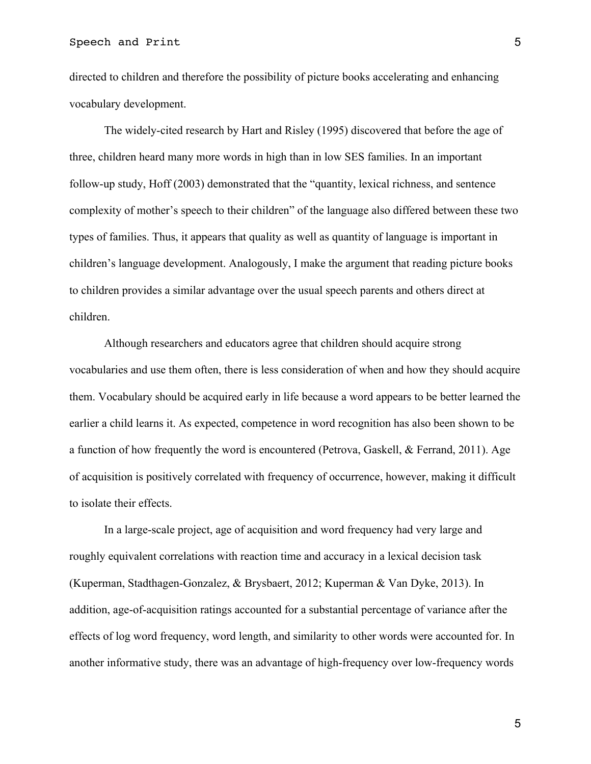directed to children and therefore the possibility of picture books accelerating and enhancing vocabulary development.

The widely-cited research by Hart and Risley (1995) discovered that before the age of three, children heard many more words in high than in low SES families. In an important follow-up study, Hoff (2003) demonstrated that the "quantity, lexical richness, and sentence complexity of mother's speech to their children" of the language also differed between these two types of families. Thus, it appears that quality as well as quantity of language is important in children's language development. Analogously, I make the argument that reading picture books to children provides a similar advantage over the usual speech parents and others direct at children.

Although researchers and educators agree that children should acquire strong vocabularies and use them often, there is less consideration of when and how they should acquire them. Vocabulary should be acquired early in life because a word appears to be better learned the earlier a child learns it. As expected, competence in word recognition has also been shown to be a function of how frequently the word is encountered (Petrova, Gaskell, & Ferrand, 2011). Age of acquisition is positively correlated with frequency of occurrence, however, making it difficult to isolate their effects.

In a large-scale project, age of acquisition and word frequency had very large and roughly equivalent correlations with reaction time and accuracy in a lexical decision task (Kuperman, Stadthagen-Gonzalez, & Brysbaert, 2012; Kuperman & Van Dyke, 2013). In addition, age-of-acquisition ratings accounted for a substantial percentage of variance after the effects of log word frequency, word length, and similarity to other words were accounted for. In another informative study, there was an advantage of high-frequency over low-frequency words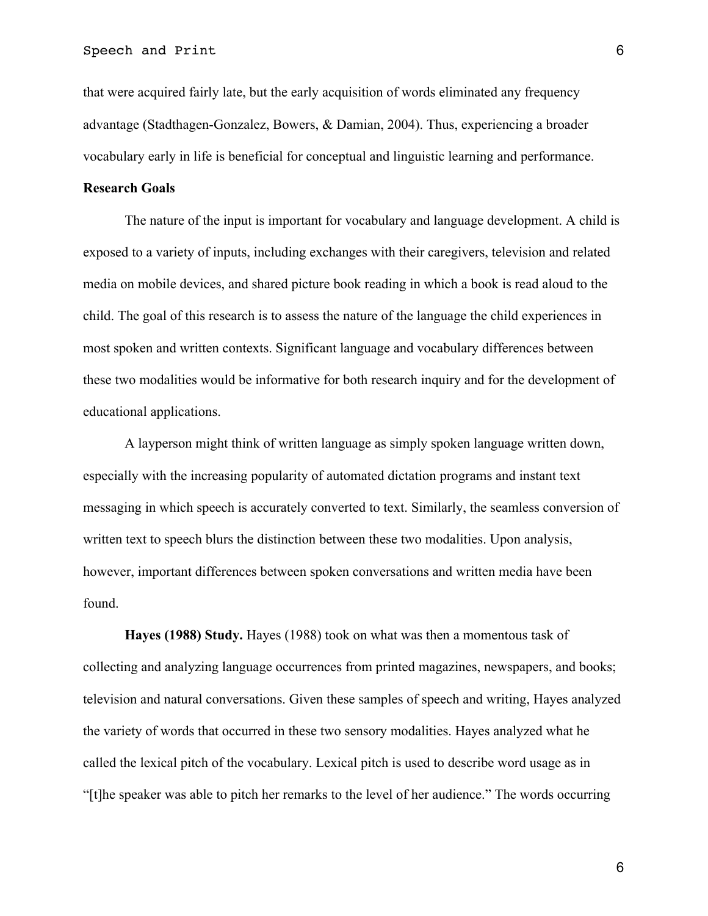that were acquired fairly late, but the early acquisition of words eliminated any frequency advantage (Stadthagen-Gonzalez, Bowers, & Damian, 2004). Thus, experiencing a broader vocabulary early in life is beneficial for conceptual and linguistic learning and performance.

## Research Goals

The nature of the input is important for vocabulary and language development. A child is exposed to a variety of inputs, including exchanges with their caregivers, television and related media on mobile devices, and shared picture book reading in which a book is read aloud to the child. The goal of this research is to assess the nature of the language the child experiences in most spoken and written contexts. Significant language and vocabulary differences between these two modalities would be informative for both research inquiry and for the development of educational applications.

A layperson might think of written language as simply spoken language written down, especially with the increasing popularity of automated dictation programs and instant text messaging in which speech is accurately converted to text. Similarly, the seamless conversion of written text to speech blurs the distinction between these two modalities. Upon analysis, however, important differences between spoken conversations and written media have been found.

**Hayes (1988) Study.** Hayes (1988) took on what was then a momentous task of collecting and analyzing language occurrences from printed magazines, newspapers, and books; television and natural conversations. Given these samples of speech and writing, Hayes analyzed the variety of words that occurred in these two sensory modalities. Hayes analyzed what he called the lexical pitch of the vocabulary. Lexical pitch is used to describe word usage as in "[t]he speaker was able to pitch her remarks to the level of her audience." The words occurring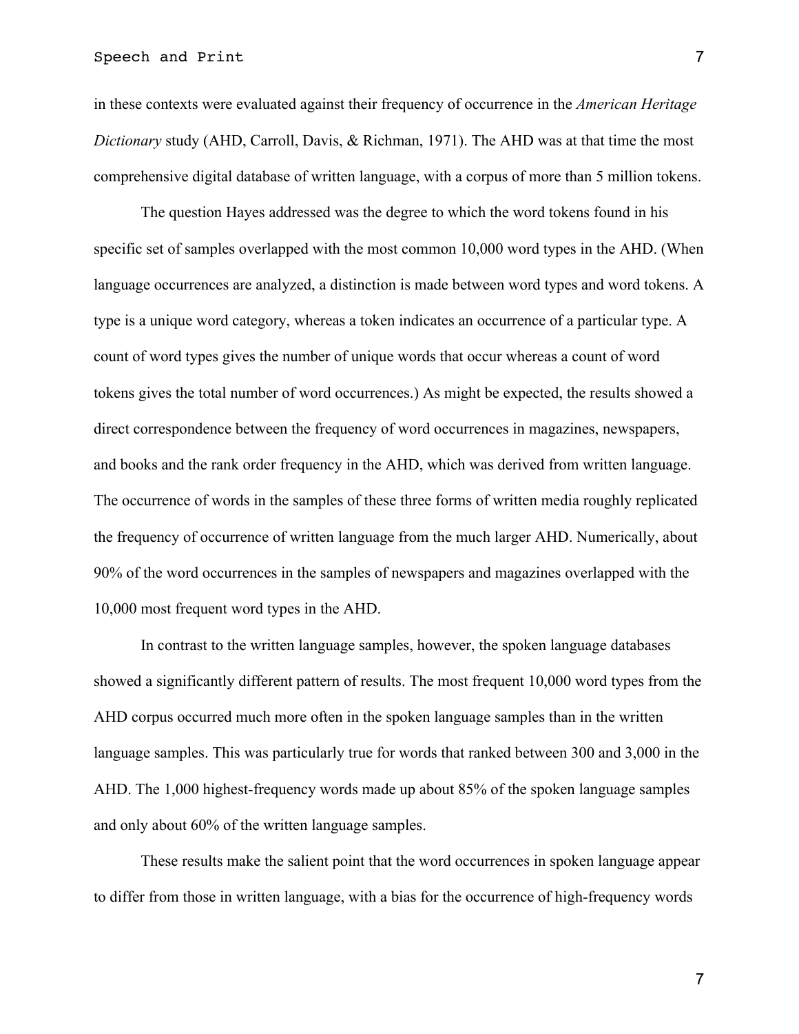in these contexts were evaluated against their frequency of occurrence in the *American Heritage Dictionary* study (AHD, Carroll, Davis, & Richman, 1971). The AHD was at that time the most comprehensive digital database of written language, with a corpus of more than 5 million tokens.

The question Hayes addressed was the degree to which the word tokens found in his specific set of samples overlapped with the most common 10,000 word types in the AHD. (When language occurrences are analyzed, a distinction is made between word types and word tokens. A type is a unique word category, whereas a token indicates an occurrence of a particular type. A count of word types gives the number of unique words that occur whereas a count of word tokens gives the total number of word occurrences.) As might be expected, the results showed a direct correspondence between the frequency of word occurrences in magazines, newspapers, and books and the rank order frequency in the AHD, which was derived from written language. The occurrence of words in the samples of these three forms of written media roughly replicated the frequency of occurrence of written language from the much larger AHD. Numerically, about 90% of the word occurrences in the samples of newspapers and magazines overlapped with the 10,000 most frequent word types in the AHD.

In contrast to the written language samples, however, the spoken language databases showed a significantly different pattern of results. The most frequent 10,000 word types from the AHD corpus occurred much more often in the spoken language samples than in the written language samples. This was particularly true for words that ranked between 300 and 3,000 in the AHD. The 1,000 highest-frequency words made up about 85% of the spoken language samples and only about 60% of the written language samples.

These results make the salient point that the word occurrences in spoken language appear to differ from those in written language, with a bias for the occurrence of high-frequency words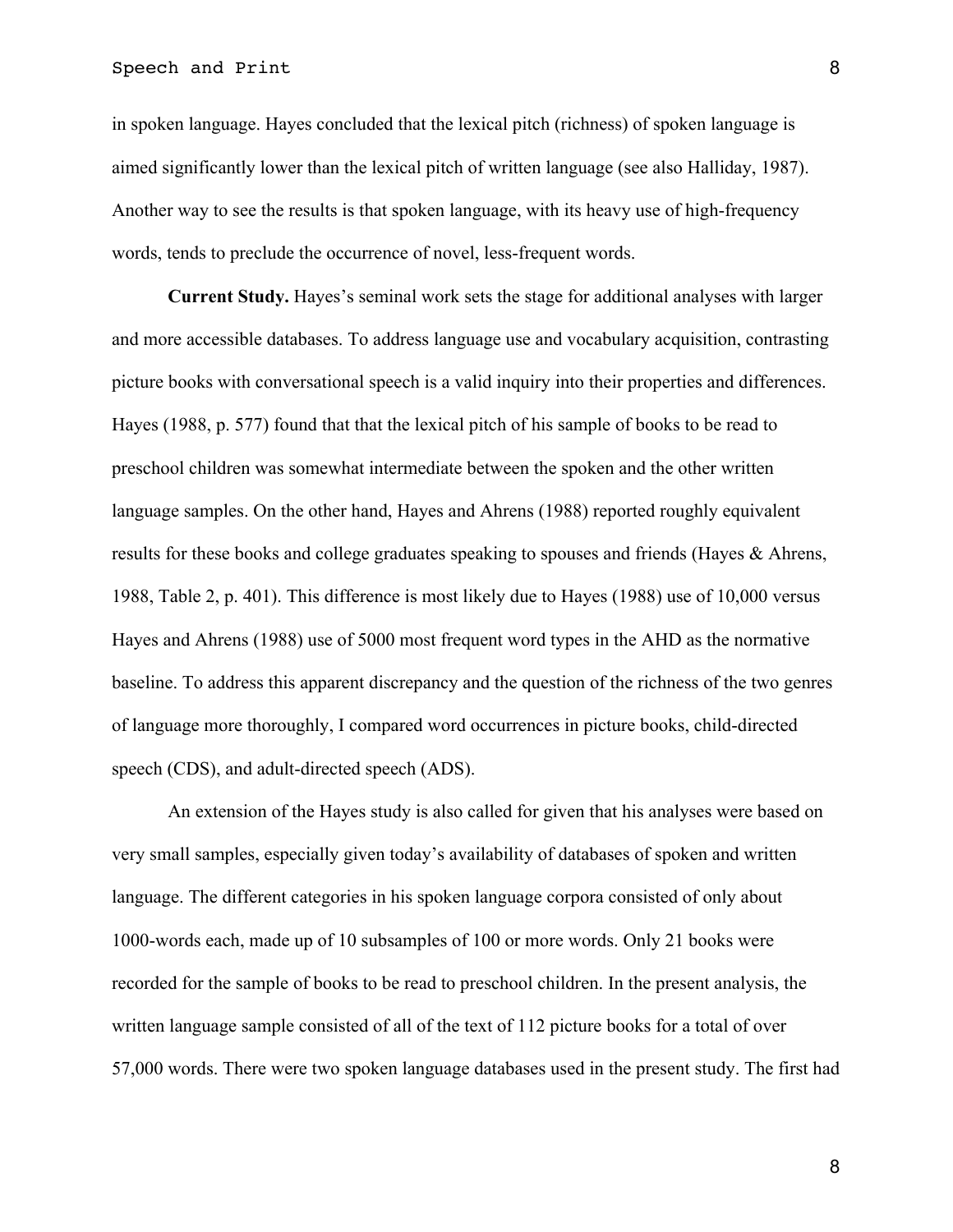in spoken language. Hayes concluded that the lexical pitch (richness) of spoken language is aimed significantly lower than the lexical pitch of written language (see also Halliday, 1987). Another way to see the results is that spoken language, with its heavy use of high-frequency words, tends to preclude the occurrence of novel, less-frequent words.

**Current Study.** Hayes's seminal work sets the stage for additional analyses with larger and more accessible databases. To address language use and vocabulary acquisition, contrasting picture books with conversational speech is a valid inquiry into their properties and differences. Hayes (1988, p. 577) found that that the lexical pitch of his sample of books to be read to preschool children was somewhat intermediate between the spoken and the other written language samples. On the other hand, Hayes and Ahrens (1988) reported roughly equivalent results for these books and college graduates speaking to spouses and friends (Hayes & Ahrens, 1988, Table 2, p. 401). This difference is most likely due to Hayes (1988) use of 10,000 versus Hayes and Ahrens (1988) use of 5000 most frequent word types in the AHD as the normative baseline. To address this apparent discrepancy and the question of the richness of the two genres of language more thoroughly, I compared word occurrences in picture books, child-directed speech (CDS), and adult-directed speech (ADS).

An extension of the Hayes study is also called for given that his analyses were based on very small samples, especially given today's availability of databases of spoken and written language. The different categories in his spoken language corpora consisted of only about 1000-words each, made up of 10 subsamples of 100 or more words. Only 21 books were recorded for the sample of books to be read to preschool children. In the present analysis, the written language sample consisted of all of the text of 112 picture books for a total of over 57,000 words. There were two spoken language databases used in the present study. The first had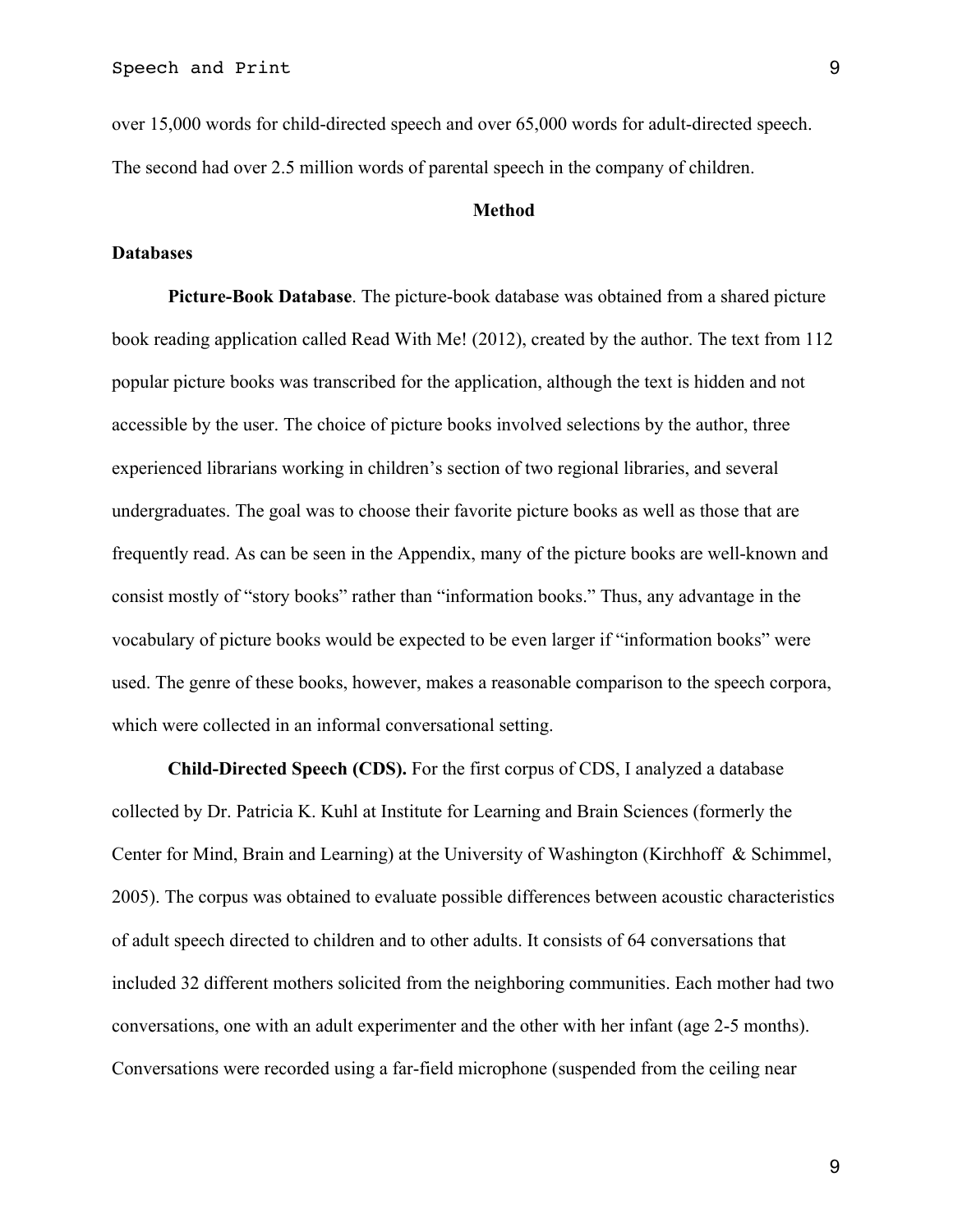over 15,000 words for child-directed speech and over 65,000 words for adult-directed speech. The second had over 2.5 million words of parental speech in the company of children.

## Method

### Databases

**Picture-Book Database**. The picture-book database was obtained from a shared picture book reading application called Read With Me! (2012), created by the author. The text from 112 popular picture books was transcribed for the application, although the text is hidden and not accessible by the user. The choice of picture books involved selections by the author, three experienced librarians working in children's section of two regional libraries, and several undergraduates. The goal was to choose their favorite picture books as well as those that are frequently read. As can be seen in the Appendix, many of the picture books are well-known and consist mostly of "story books" rather than "information books." Thus, any advantage in the vocabulary of picture books would be expected to be even larger if "information books" were used. The genre of these books, however, makes a reasonable comparison to the speech corpora, which were collected in an informal conversational setting.

**Child-Directed Speech (CDS).** For the first corpus of CDS, I analyzed a database collected by Dr. Patricia K. Kuhl at Institute for Learning and Brain Sciences (formerly the Center for Mind, Brain and Learning) at the University of Washington (Kirchhoff & Schimmel, 2005). The corpus was obtained to evaluate possible differences between acoustic characteristics of adult speech directed to children and to other adults. It consists of 64 conversations that included 32 different mothers solicited from the neighboring communities. Each mother had two conversations, one with an adult experimenter and the other with her infant (age 2-5 months). Conversations were recorded using a far-field microphone (suspended from the ceiling near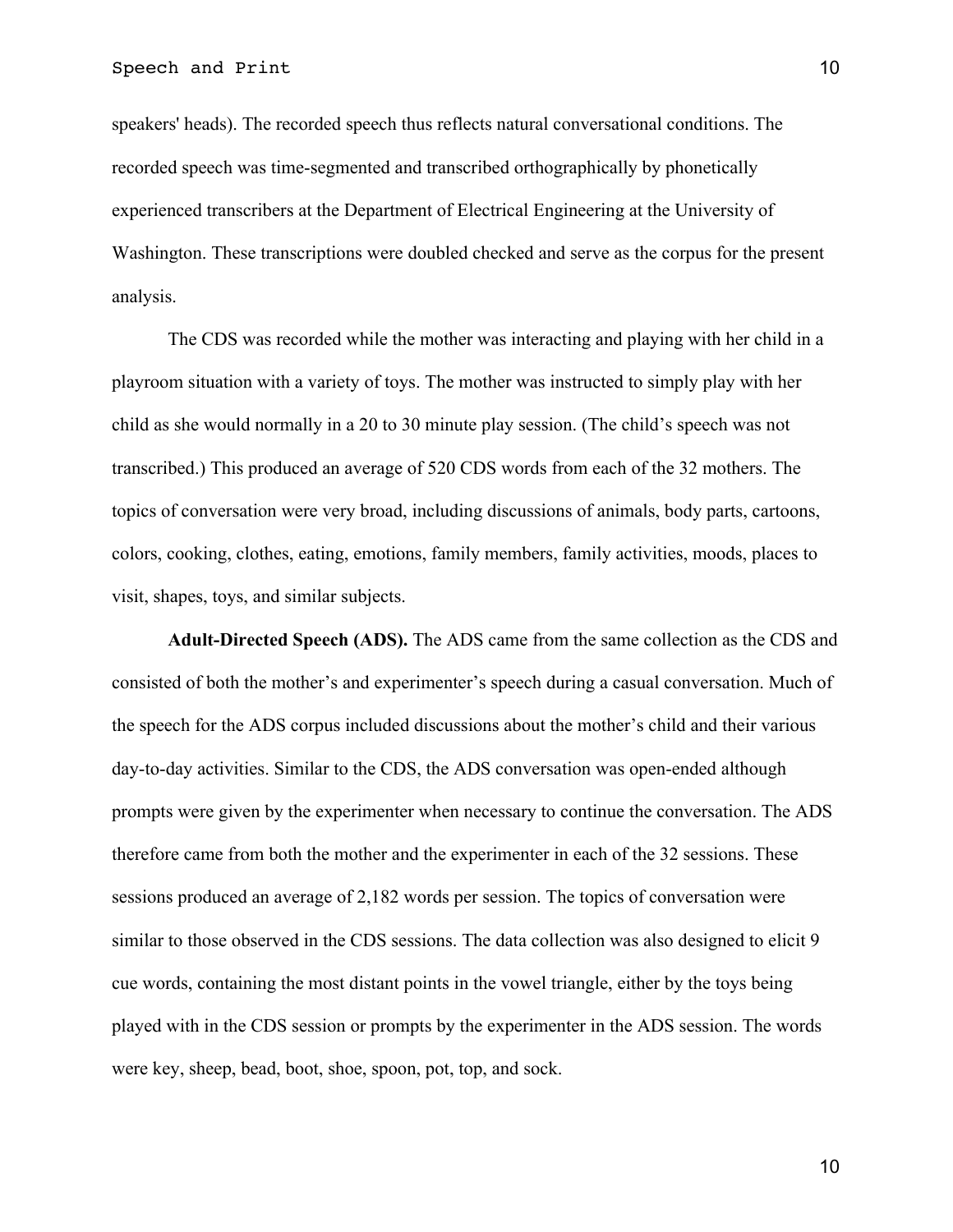speakers' heads). The recorded speech thus reflects natural conversational conditions. The recorded speech was time-segmented and transcribed orthographically by phonetically experienced transcribers at the Department of Electrical Engineering at the University of Washington. These transcriptions were doubled checked and serve as the corpus for the present analysis.

The CDS was recorded while the mother was interacting and playing with her child in a playroom situation with a variety of toys. The mother was instructed to simply play with her child as she would normally in a 20 to 30 minute play session. (The child's speech was not transcribed.) This produced an average of 520 CDS words from each of the 32 mothers. The topics of conversation were very broad, including discussions of animals, body parts, cartoons, colors, cooking, clothes, eating, emotions, family members, family activities, moods, places to visit, shapes, toys, and similar subjects.

**Adult-Directed Speech (ADS).** The ADS came from the same collection as the CDS and consisted of both the mother's and experimenter's speech during a casual conversation. Much of the speech for the ADS corpus included discussions about the mother's child and their various day-to-day activities. Similar to the CDS, the ADS conversation was open-ended although prompts were given by the experimenter when necessary to continue the conversation. The ADS therefore came from both the mother and the experimenter in each of the 32 sessions. These sessions produced an average of 2,182 words per session. The topics of conversation were similar to those observed in the CDS sessions. The data collection was also designed to elicit 9 cue words, containing the most distant points in the vowel triangle, either by the toys being played with in the CDS session or prompts by the experimenter in the ADS session. The words were key, sheep, bead, boot, shoe, spoon, pot, top, and sock.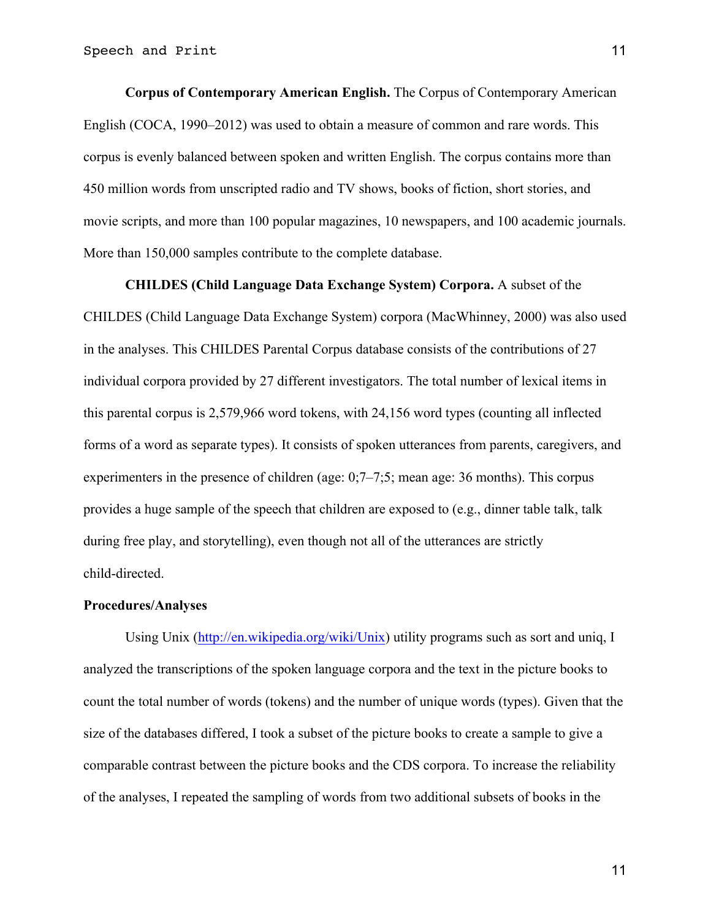**Corpus of Contemporary American English.** The Corpus of Contemporary American English (COCA, 1990–2012) was used to obtain a measure of common and rare words. This corpus is evenly balanced between spoken and written English. The corpus contains more than 450 million words from unscripted radio and TV shows, books of fiction, short stories, and movie scripts, and more than 100 popular magazines, 10 newspapers, and 100 academic journals. More than 150,000 samples contribute to the complete database.

**CHILDES (Child Language Data Exchange System) Corpora.** A subset of the CHILDES (Child Language Data Exchange System) corpora (MacWhinney, 2000) was also used in the analyses. This CHILDES Parental Corpus database consists of the contributions of 27 individual corpora provided by 27 different investigators. The total number of lexical items in this parental corpus is 2,579,966 word tokens, with 24,156 word types (counting all inflected forms of a word as separate types). It consists of spoken utterances from parents, caregivers, and experimenters in the presence of children (age: 0;7–7;5; mean age: 36 months). This corpus provides a huge sample of the speech that children are exposed to (e.g., dinner table talk, talk during free play, and storytelling), even though not all of the utterances are strictly child-directed.

**Procedures/Analyses**

Using Unix (http://en.wikipedia.org/wiki/Unix) utility programs such as sort and uniq, I analyzed the transcriptions of the spoken language corpora and the text in the picture books to count the total number of words (tokens) and the number of unique words (types). Given that the size of the databases differed, I took a subset of the picture books to create a sample to give a comparable contrast between the picture books and the CDS corpora. To increase the reliability of the analyses, I repeated the sampling of words from two additional subsets of books in the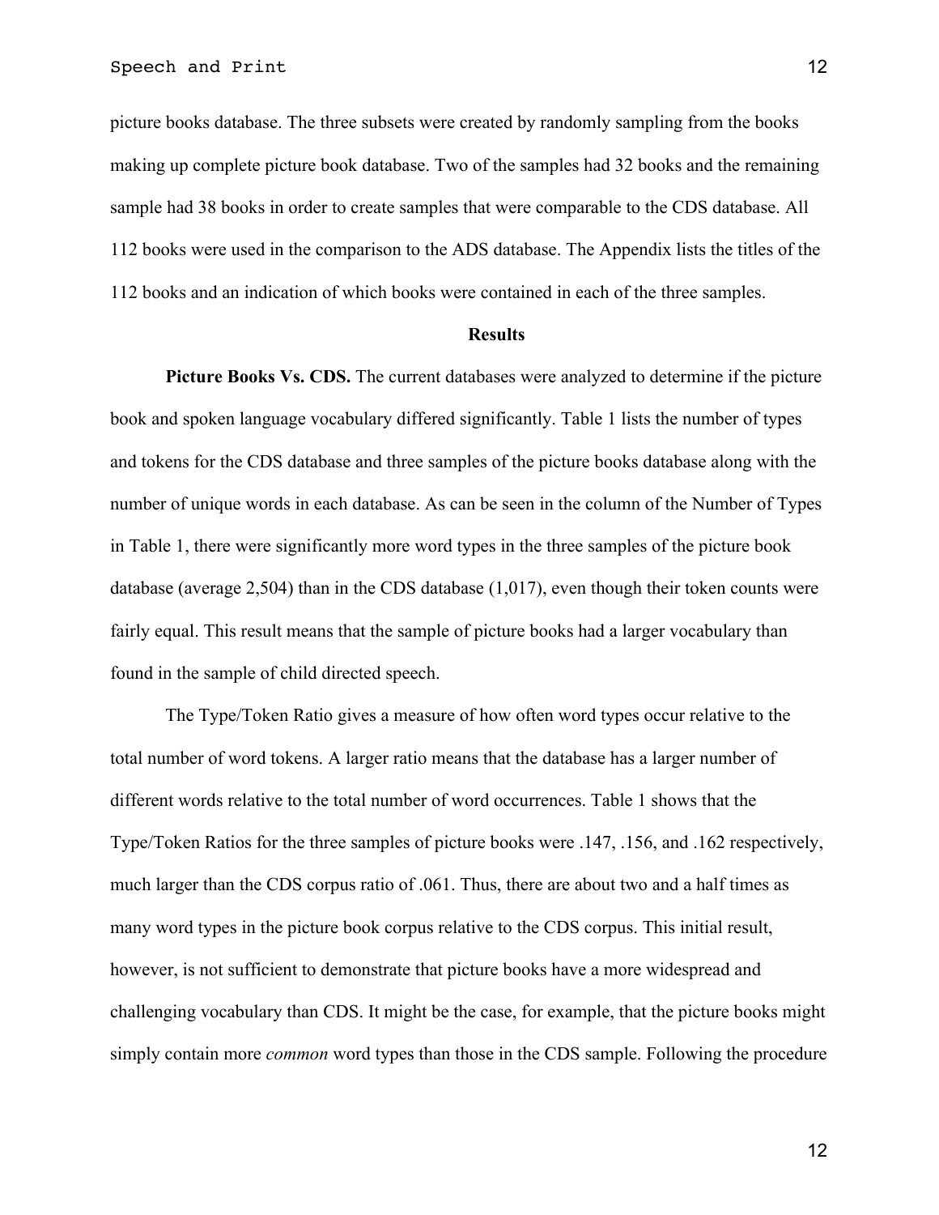picture books database. The three subsets were created by randomly sampling from the books making up complete picture book database. Two of the samples had 32 books and the remaining sample had 38 books in order to create samples that were comparable to the CDS database. All 112 books were used in the comparison to the ADS database. The Appendix lists the titles of the 112 books and an indication of which books were contained in each of the three samples.

## Results

**Picture Books Vs. CDS.** The current databases were analyzed to determine if the picture book and spoken language vocabulary differed significantly. Table 1 lists the number of types and tokens for the CDS database and three samples of the picture books database along with the number of unique words in each database. As can be seen in the column of the Number of Types in Table 1, there were significantly more word types in the three samples of the picture book database (average 2,504) than in the CDS database (1,017), even though their token counts were fairly equal. This result means that the sample of picture books had a larger vocabulary than found in the sample of child directed speech.

The Type/Token Ratio gives a measure of how often word types occur relative to the total number of word tokens. A larger ratio means that the database has a larger number of different words relative to the total number of word occurrences. Table 1 shows that the Type/Token Ratios for the three samples of picture books were .147, .156, and .162 respectively, much larger than the CDS corpus ratio of .061. Thus, there are about two and a half times as many word types in the picture book corpus relative to the CDS corpus. This initial result, however, is not sufficient to demonstrate that picture books have a more widespread and challenging vocabulary than CDS. It might be the case, for example, that the picture books might simply contain more *common* word types than those in the CDS sample. Following the procedure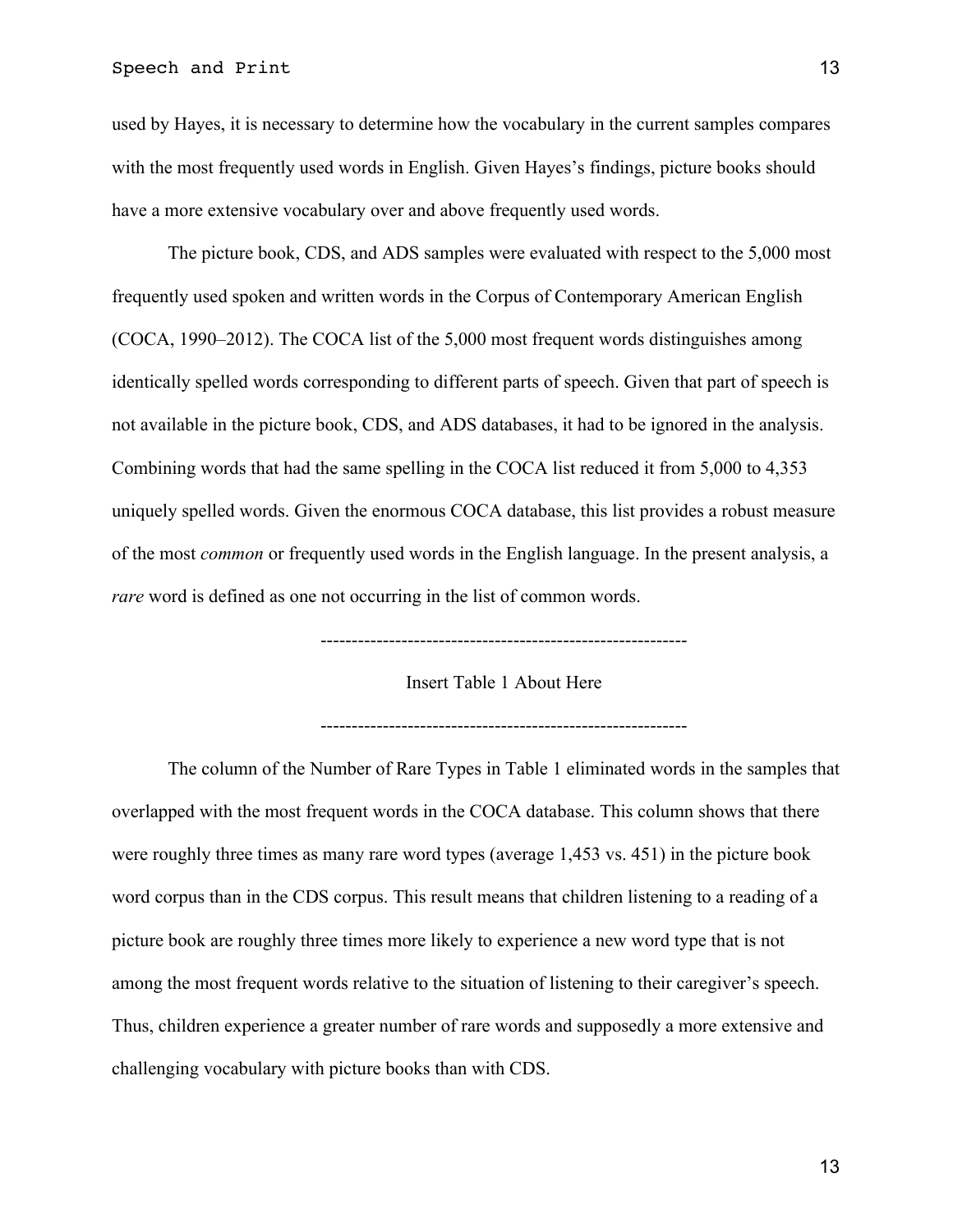used by Hayes, it is necessary to determine how the vocabulary in the current samples compares with the most frequently used words in English. Given Hayes's findings, picture books should have a more extensive vocabulary over and above frequently used words.

The picture book, CDS, and ADS samples were evaluated with respect to the 5,000 most frequently used spoken and written words in the Corpus of Contemporary American English (COCA, 1990–2012). The COCA list of the 5,000 most frequent words distinguishes among identically spelled words corresponding to different parts of speech. Given that part of speech is not available in the picture book, CDS, and ADS databases, it had to be ignored in the analysis. Combining words that had the same spelling in the COCA list reduced it from 5,000 to 4,353 uniquely spelled words. Given the enormous COCA database, this list provides a robust measure of the most *common* or frequently used words in the English language. In the present analysis, a *rare* word is defined as one not occurring in the list of common words.

-----------------------------------------------------------

Insert Table 1 About Here

-----------------------------------------------------------

The column of the Number of Rare Types in Table 1 eliminated words in the samples that overlapped with the most frequent words in the COCA database. This column shows that there were roughly three times as many rare word types (average 1,453 vs. 451) in the picture book word corpus than in the CDS corpus. This result means that children listening to a reading of a picture book are roughly three times more likely to experience a new word type that is not among the most frequent words relative to the situation of listening to their caregiver's speech. Thus, children experience a greater number of rare words and supposedly a more extensive and challenging vocabulary with picture books than with CDS.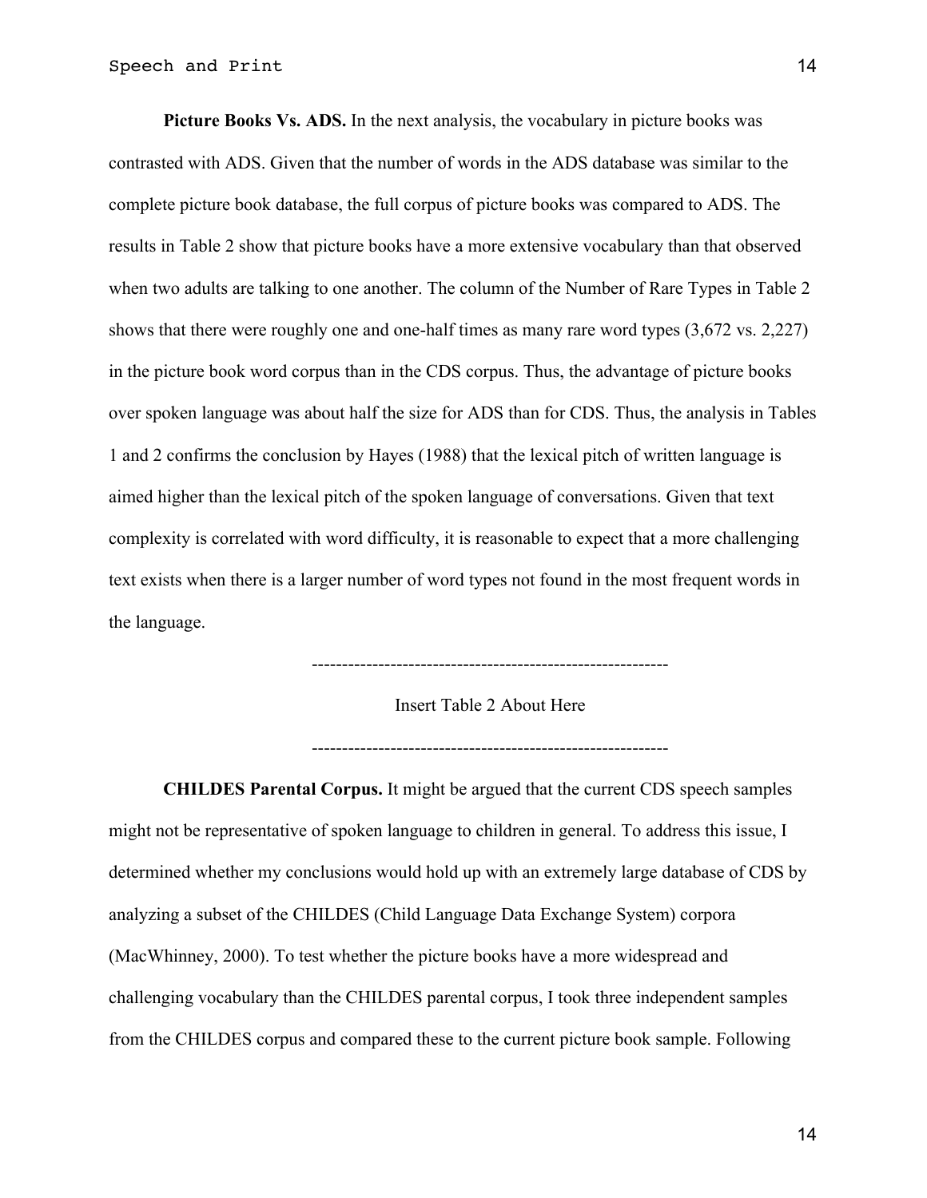**Picture Books Vs. ADS.** In the next analysis, the vocabulary in picture books was contrasted with ADS. Given that the number of words in the ADS database was similar to the complete picture book database, the full corpus of picture books was compared to ADS. The results in Table 2 show that picture books have a more extensive vocabulary than that observed when two adults are talking to one another. The column of the Number of Rare Types in Table 2 shows that there were roughly one and one-half times as many rare word types (3,672 vs. 2,227) in the picture book word corpus than in the CDS corpus. Thus, the advantage of picture books over spoken language was about half the size for ADS than for CDS. Thus, the analysis in Tables 1 and 2 confirms the conclusion by Hayes (1988) that the lexical pitch of written language is aimed higher than the lexical pitch of the spoken language of conversations. Given that text complexity is correlated with word difficulty, it is reasonable to expect that a more challenging text exists when there is a larger number of word types not found in the most frequent words in the language.

-----------------------------------------------------------

Insert Table 2 About Here

-----------------------------------------------------------

**CHILDES Parental Corpus.** It might be argued that the current CDS speech samples might not be representative of spoken language to children in general. To address this issue, I determined whether my conclusions would hold up with an extremely large database of CDS by analyzing a subset of the CHILDES (Child Language Data Exchange System) corpora (MacWhinney, 2000). To test whether the picture books have a more widespread and challenging vocabulary than the CHILDES parental corpus, I took three independent samples from the CHILDES corpus and compared these to the current picture book sample. Following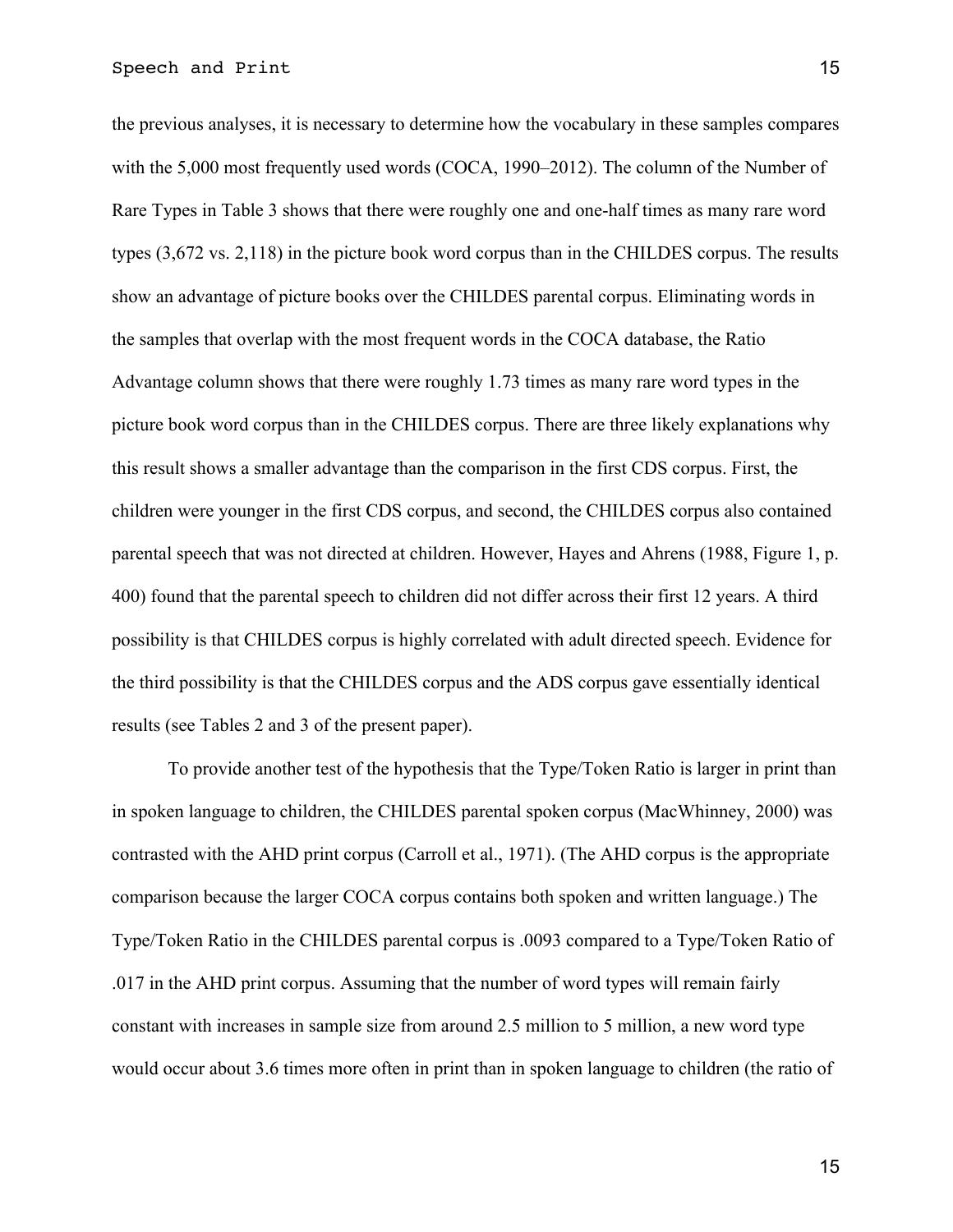the previous analyses, it is necessary to determine how the vocabulary in these samples compares with the 5,000 most frequently used words (COCA, 1990–2012). The column of the Number of Rare Types in Table 3 shows that there were roughly one and one-half times as many rare word types (3,672 vs. 2,118) in the picture book word corpus than in the CHILDES corpus. The results show an advantage of picture books over the CHILDES parental corpus. Eliminating words in the samples that overlap with the most frequent words in the COCA database, the Ratio Advantage column shows that there were roughly 1.73 times as many rare word types in the picture book word corpus than in the CHILDES corpus. There are three likely explanations why this result shows a smaller advantage than the comparison in the first CDS corpus. First, the children were younger in the first CDS corpus, and second, the CHILDES corpus also contained parental speech that was not directed at children. However, Hayes and Ahrens (1988, Figure 1, p. 400) found that the parental speech to children did not differ across their first 12 years. A third possibility is that CHILDES corpus is highly correlated with adult directed speech. Evidence for the third possibility is that the CHILDES corpus and the ADS corpus gave essentially identical results (see Tables 2 and 3 of the present paper).

To provide another test of the hypothesis that the Type/Token Ratio is larger in print than in spoken language to children, the CHILDES parental spoken corpus (MacWhinney, 2000) was contrasted with the AHD print corpus (Carroll et al., 1971). (The AHD corpus is the appropriate comparison because the larger COCA corpus contains both spoken and written language.) The Type/Token Ratio in the CHILDES parental corpus is .0093 compared to a Type/Token Ratio of .017 in the AHD print corpus. Assuming that the number of word types will remain fairly constant with increases in sample size from around 2.5 million to 5 million, a new word type would occur about 3.6 times more often in print than in spoken language to children (the ratio of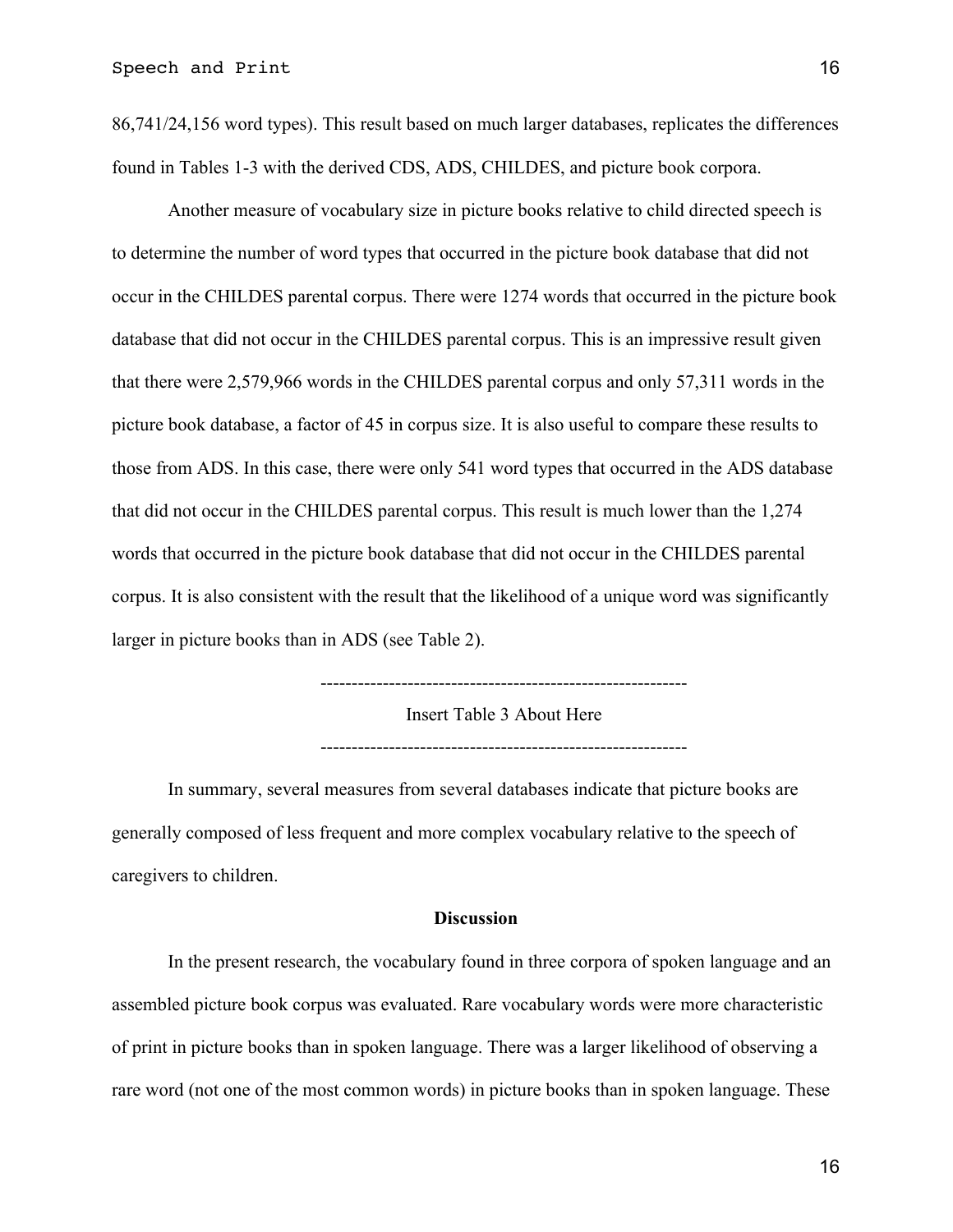86,741/24,156 word types). This result based on much larger databases, replicates the differences found in Tables 1-3 with the derived CDS, ADS, CHILDES, and picture book corpora.

Another measure of vocabulary size in picture books relative to child directed speech is to determine the number of word types that occurred in the picture book database that did not occur in the CHILDES parental corpus. There were 1274 words that occurred in the picture book database that did not occur in the CHILDES parental corpus. This is an impressive result given that there were 2,579,966 words in the CHILDES parental corpus and only 57,311 words in the picture book database, a factor of 45 in corpus size. It is also useful to compare these results to those from ADS. In this case, there were only 541 word types that occurred in the ADS database that did not occur in the CHILDES parental corpus. This result is much lower than the 1,274 words that occurred in the picture book database that did not occur in the CHILDES parental corpus. It is also consistent with the result that the likelihood of a unique word was significantly larger in picture books than in ADS (see Table 2).

----------------------------------------------------------

Insert Table 3 About Here

----------------------------------------------------------

In summary, several measures from several databases indicate that picture books are generally composed of less frequent and more complex vocabulary relative to the speech of caregivers to children.

## Discussion

In the present research, the vocabulary found in three corpora of spoken language and an assembled picture book corpus was evaluated. Rare vocabulary words were more characteristic of print in picture books than in spoken language. There was a larger likelihood of observing a rare word (not one of the most common words) in picture books than in spoken language. These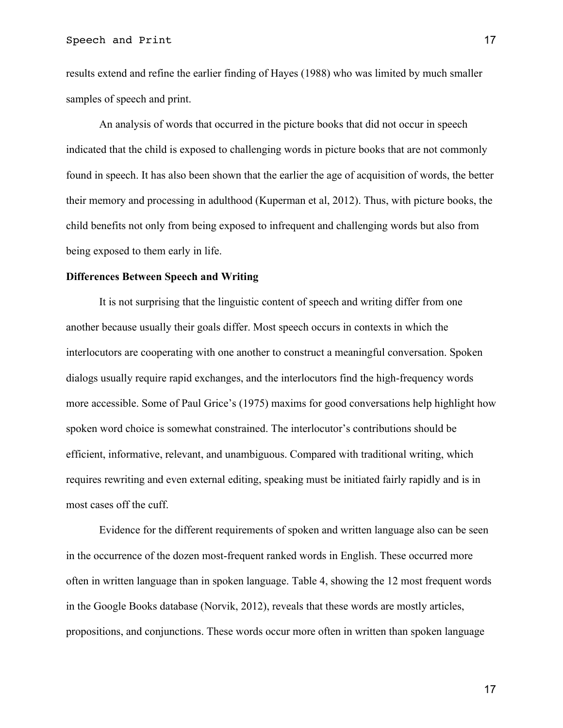results extend and refine the earlier finding of Hayes (1988) who was limited by much smaller samples of speech and print.

An analysis of words that occurred in the picture books that did not occur in speech indicated that the child is exposed to challenging words in picture books that are not commonly found in speech. It has also been shown that the earlier the age of acquisition of words, the better their memory and processing in adulthood (Kuperman et al, 2012). Thus, with picture books, the child benefits not only from being exposed to infrequent and challenging words but also from being exposed to them early in life.

**Differences Between Speech and Writing**

It is not surprising that the linguistic content of speech and writing differ from one another because usually their goals differ. Most speech occurs in contexts in which the interlocutors are cooperating with one another to construct a meaningful conversation. Spoken dialogs usually require rapid exchanges, and the interlocutors find the high-frequency words more accessible. Some of Paul Grice's (1975) maxims for good conversations help highlight how spoken word choice is somewhat constrained. The interlocutor's contributions should be efficient, informative, relevant, and unambiguous. Compared with traditional writing, which requires rewriting and even external editing, speaking must be initiated fairly rapidly and is in most cases off the cuff.

Evidence for the different requirements of spoken and written language also can be seen in the occurrence of the dozen most-frequent ranked words in English. These occurred more often in written language than in spoken language. Table 4, showing the 12 most frequent words in the Google Books database (Norvik, 2012), reveals that these words are mostly articles, propositions, and conjunctions. These words occur more often in written than spoken language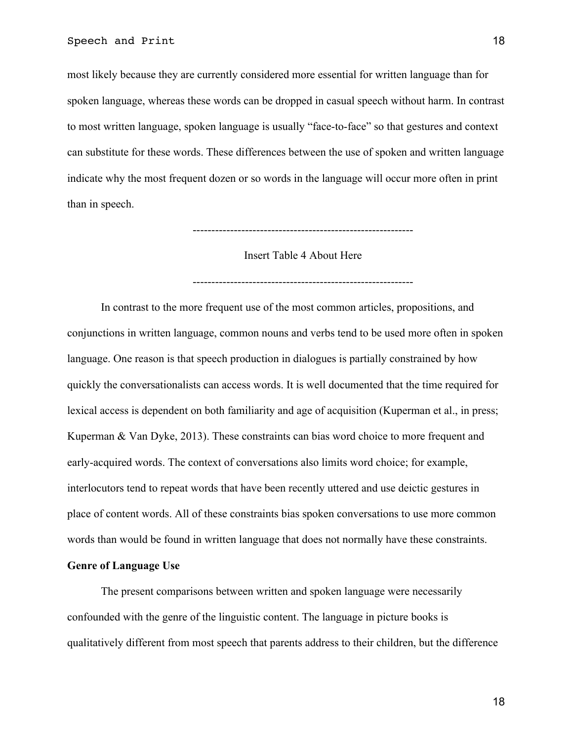most likely because they are currently considered more essential for written language than for spoken language, whereas these words can be dropped in casual speech without harm. In contrast to most written language, spoken language is usually "face-to-face" so that gestures and context can substitute for these words. These differences between the use of spoken and written language indicate why the most frequent dozen or so words in the language will occur more often in print than in speech.

---------------------------------------------------------

Insert Table 4 About Here

---------------------------------------------------------

In contrast to the more frequent use of the most common articles, propositions, and conjunctions in written language, common nouns and verbs tend to be used more often in spoken language. One reason is that speech production in dialogues is partially constrained by how quickly the conversationalists can access words. It is well documented that the time required for lexical access is dependent on both familiarity and age of acquisition (Kuperman et al., in press; Kuperman & Van Dyke, 2013). These constraints can bias word choice to more frequent and early-acquired words. The context of conversations also limits word choice; for example, interlocutors tend to repeat words that have been recently uttered and use deictic gestures in place of content words. All of these constraints bias spoken conversations to use more common words than would be found in written language that does not normally have these constraints.

**Genre of Language Use**

The present comparisons between written and spoken language were necessarily confounded with the genre of the linguistic content. The language in picture books is qualitatively different from most speech that parents address to their children, but the difference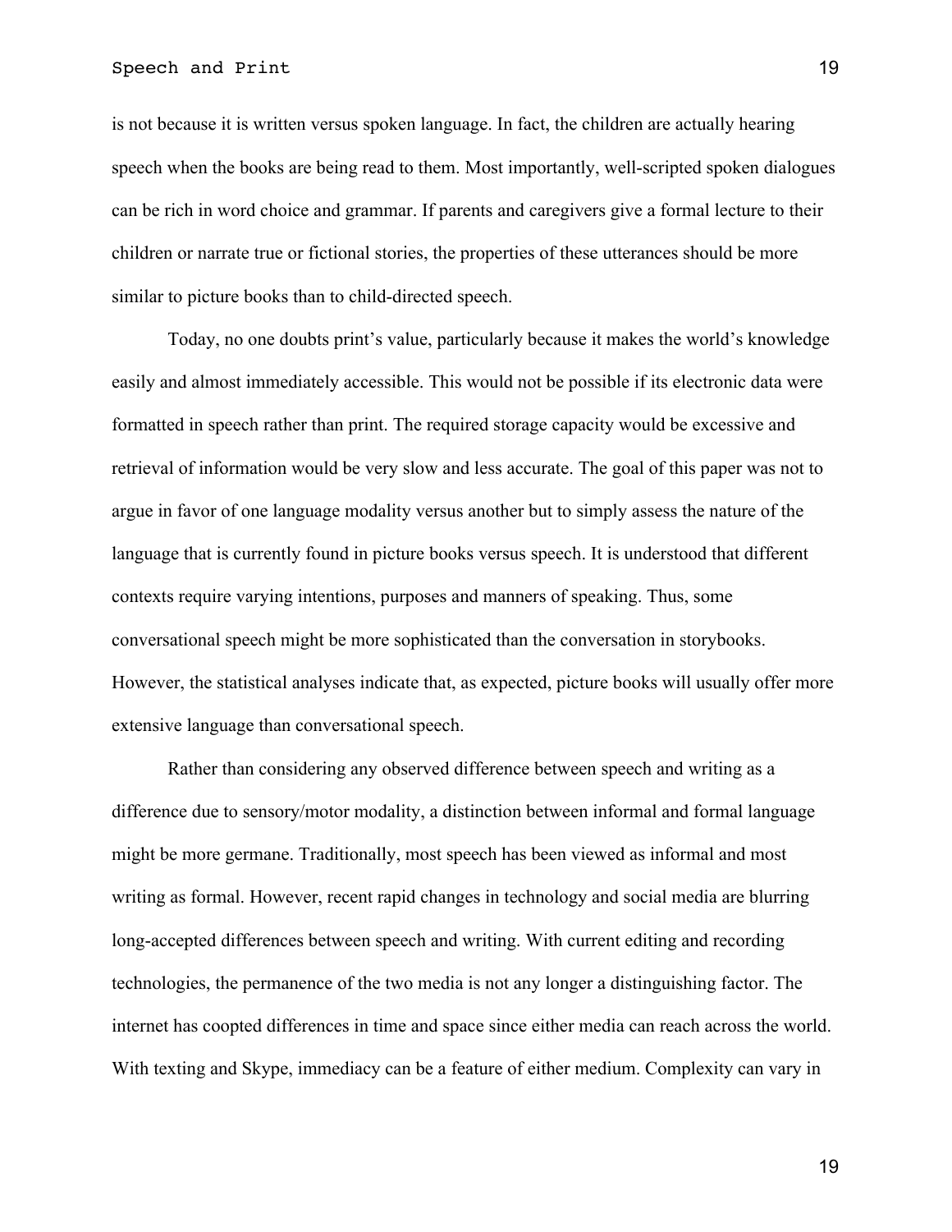is not because it is written versus spoken language. In fact, the children are actually hearing speech when the books are being read to them. Most importantly, well-scripted spoken dialogues can be rich in word choice and grammar. If parents and caregivers give a formal lecture to their children or narrate true or fictional stories, the properties of these utterances should be more similar to picture books than to child-directed speech.

Today, no one doubts print's value, particularly because it makes the world's knowledge easily and almost immediately accessible. This would not be possible if its electronic data were formatted in speech rather than print. The required storage capacity would be excessive and retrieval of information would be very slow and less accurate. The goal of this paper was not to argue in favor of one language modality versus another but to simply assess the nature of the language that is currently found in picture books versus speech. It is understood that different contexts require varying intentions, purposes and manners of speaking. Thus, some conversational speech might be more sophisticated than the conversation in storybooks. However, the statistical analyses indicate that, as expected, picture books will usually offer more extensive language than conversational speech.

Rather than considering any observed difference between speech and writing as a difference due to sensory/motor modality, a distinction between informal and formal language might be more germane. Traditionally, most speech has been viewed as informal and most writing as formal. However, recent rapid changes in technology and social media are blurring long-accepted differences between speech and writing. With current editing and recording technologies, the permanence of the two media is not any longer a distinguishing factor. The internet has coopted differences in time and space since either media can reach across the world. With texting and Skype, immediacy can be a feature of either medium. Complexity can vary in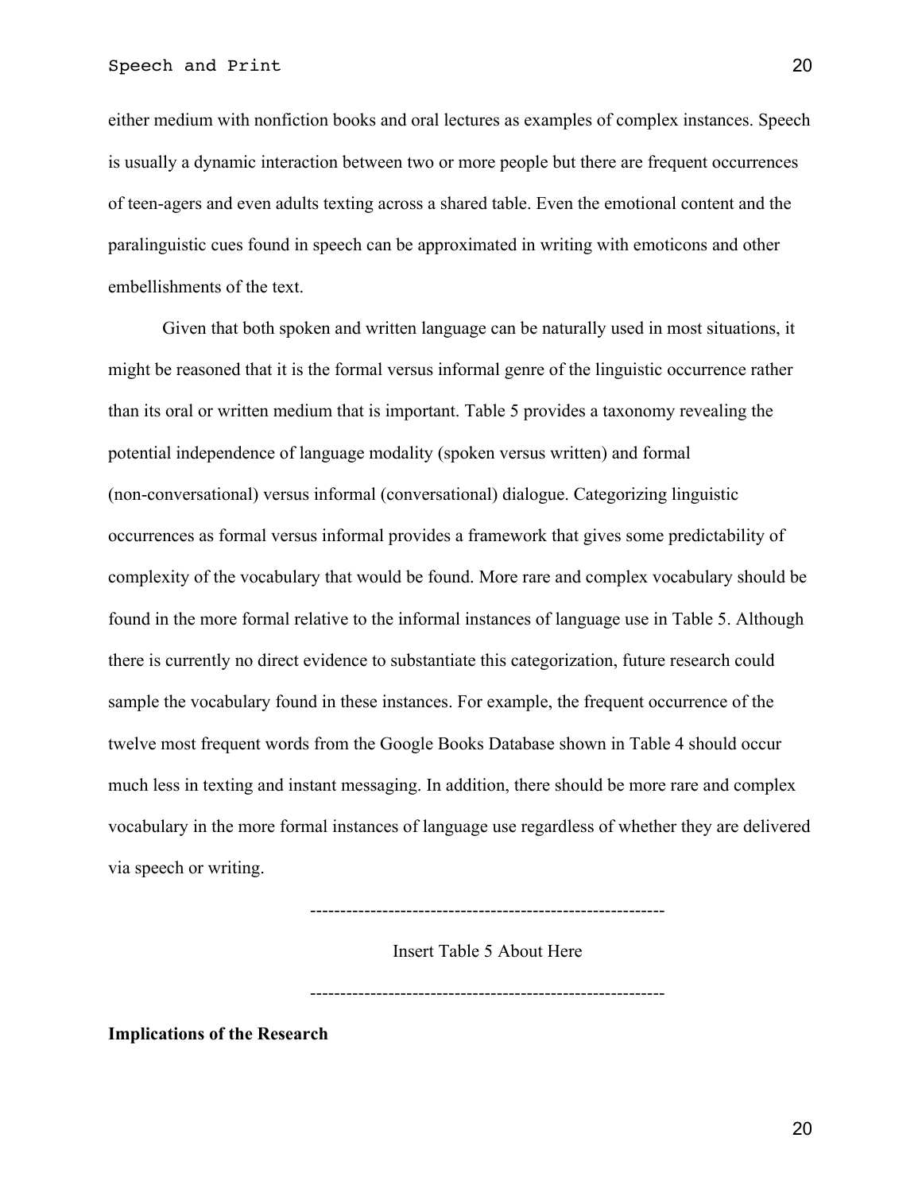either medium with nonfiction books and oral lectures as examples of complex instances. Speech is usually a dynamic interaction between two or more people but there are frequent occurrences of teen-agers and even adults texting across a shared table. Even the emotional content and the paralinguistic cues found in speech can be approximated in writing with emoticons and other embellishments of the text.

Given that both spoken and written language can be naturally used in most situations, it might be reasoned that it is the formal versus informal genre of the linguistic occurrence rather than its oral or written medium that is important. Table 5 provides a taxonomy revealing the potential independence of language modality (spoken versus written) and formal (non-conversational) versus informal (conversational) dialogue. Categorizing linguistic occurrences as formal versus informal provides a framework that gives some predictability of complexity of the vocabulary that would be found. More rare and complex vocabulary should be found in the more formal relative to the informal instances of language use in Table 5. Although there is currently no direct evidence to substantiate this categorization, future research could sample the vocabulary found in these instances. For example, the frequent occurrence of the twelve most frequent words from the Google Books Database shown in Table 4 should occur much less in texting and instant messaging. In addition, there should be more rare and complex vocabulary in the more formal instances of language use regardless of whether they are delivered via speech or writing.

---------------------------------------------------------

Insert Table 5 About Here

---------------------------------------------------------

**Implications of the Research**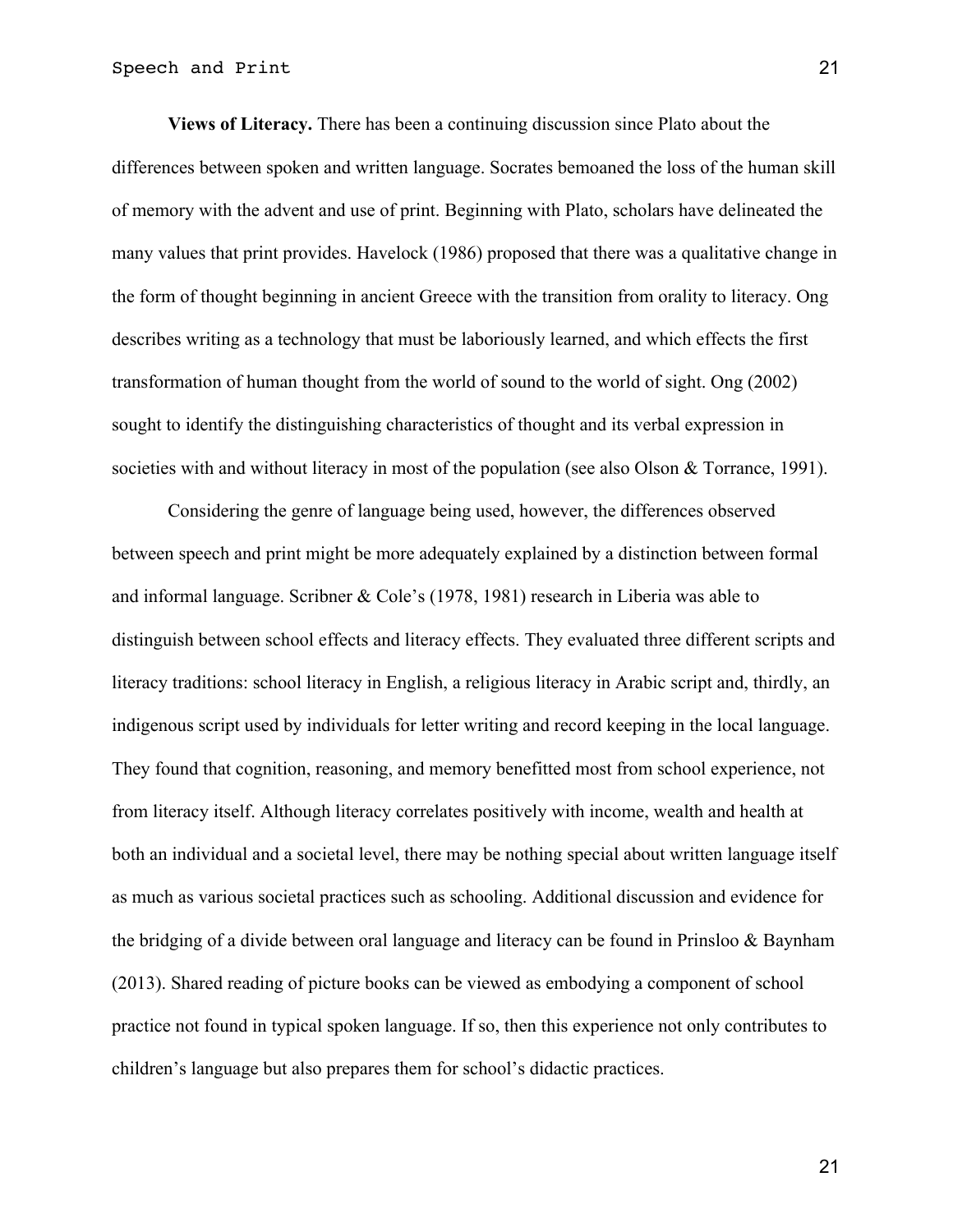**Views of Literacy.** There has been a continuing discussion since Plato about the differences between spoken and written language. Socrates bemoaned the loss of the human skill of memory with the advent and use of print. Beginning with Plato, scholars have delineated the many values that print provides. Havelock (1986) proposed that there was a qualitative change in the form of thought beginning in ancient Greece with the transition from orality to literacy. Ong describes writing as a technology that must be laboriously learned, and which effects the first transformation of human thought from the world of sound to the world of sight. Ong (2002) sought to identify the distinguishing characteristics of thought and its verbal expression in societies with and without literacy in most of the population (see also Olson & Torrance, 1991).

Considering the genre of language being used, however, the differences observed between speech and print might be more adequately explained by a distinction between formal and informal language. Scribner & Cole's (1978, 1981) research in Liberia was able to distinguish between school effects and literacy effects. They evaluated three different scripts and literacy traditions: school literacy in English, a religious literacy in Arabic script and, thirdly, an indigenous script used by individuals for letter writing and record keeping in the local language. They found that cognition, reasoning, and memory benefitted most from school experience, not from literacy itself. Although literacy correlates positively with income, wealth and health at both an individual and a societal level, there may be nothing special about written language itself as much as various societal practices such as schooling. Additional discussion and evidence for the bridging of a divide between oral language and literacy can be found in Prinsloo & Baynham (2013). Shared reading of picture books can be viewed as embodying a component of school practice not found in typical spoken language. If so, then this experience not only contributes to children's language but also prepares them for school's didactic practices.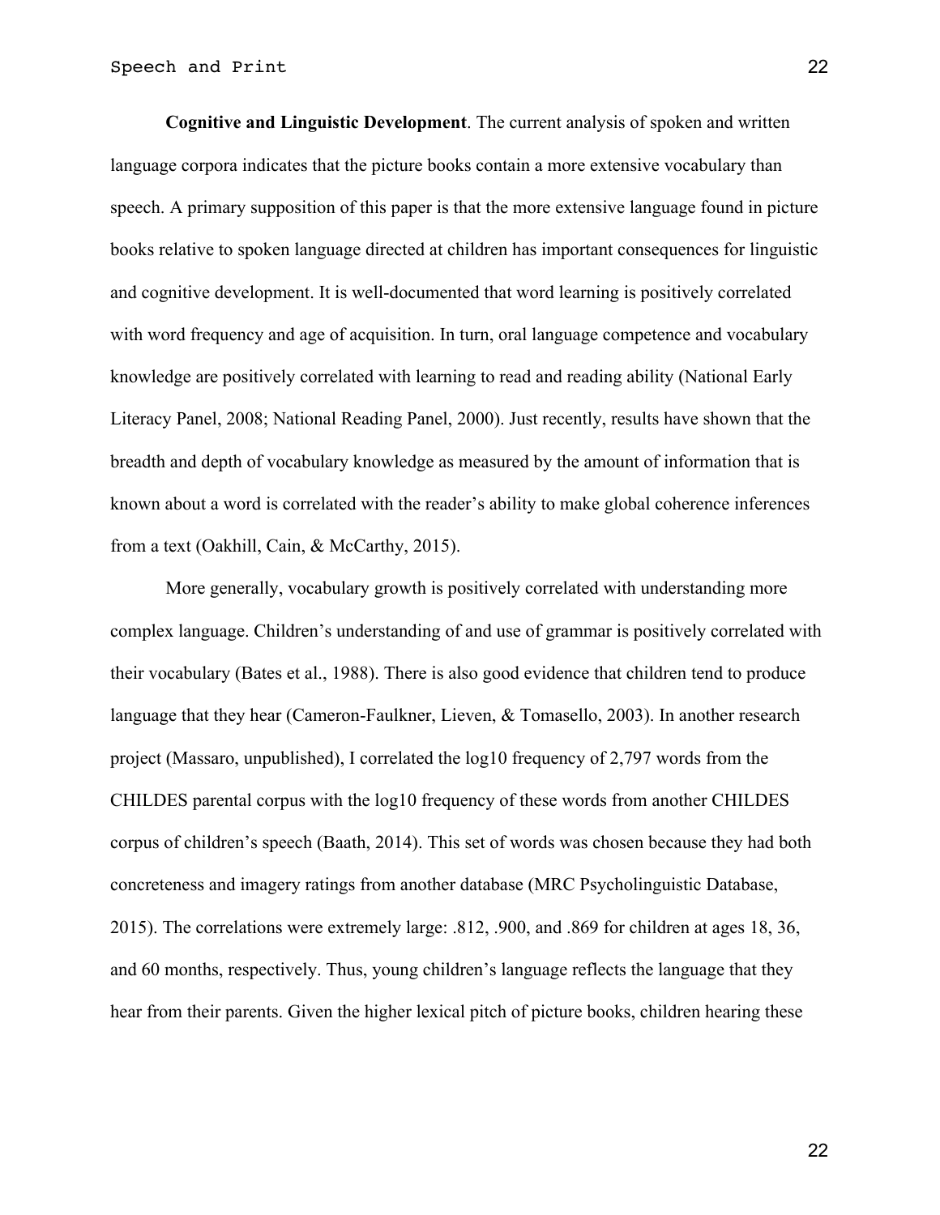**Cognitive and Linguistic Development**. The current analysis of spoken and written language corpora indicates that the picture books contain a more extensive vocabulary than speech. A primary supposition of this paper is that the more extensive language found in picture books relative to spoken language directed at children has important consequences for linguistic and cognitive development. It is well-documented that word learning is positively correlated with word frequency and age of acquisition. In turn, oral language competence and vocabulary knowledge are positively correlated with learning to read and reading ability (National Early Literacy Panel, 2008; National Reading Panel, 2000). Just recently, results have shown that the breadth and depth of vocabulary knowledge as measured by the amount of information that is known about a word is correlated with the reader's ability to make global coherence inferences from a text (Oakhill, Cain, & McCarthy, 2015).

More generally, vocabulary growth is positively correlated with understanding more complex language. Children's understanding of and use of grammar is positively correlated with their vocabulary (Bates et al., 1988). There is also good evidence that children tend to produce language that they hear (Cameron-Faulkner, Lieven, & Tomasello, 2003). In another research project (Massaro, unpublished), I correlated the log10 frequency of 2,797 words from the CHILDES parental corpus with the log10 frequency of these words from another CHILDES corpus of children's speech (Baath, 2014). This set of words was chosen because they had both concreteness and imagery ratings from another database (MRC Psycholinguistic Database, 2015). The correlations were extremely large: .812, .900, and .869 for children at ages 18, 36, and 60 months, respectively. Thus, young children's language reflects the language that they hear from their parents. Given the higher lexical pitch of picture books, children hearing these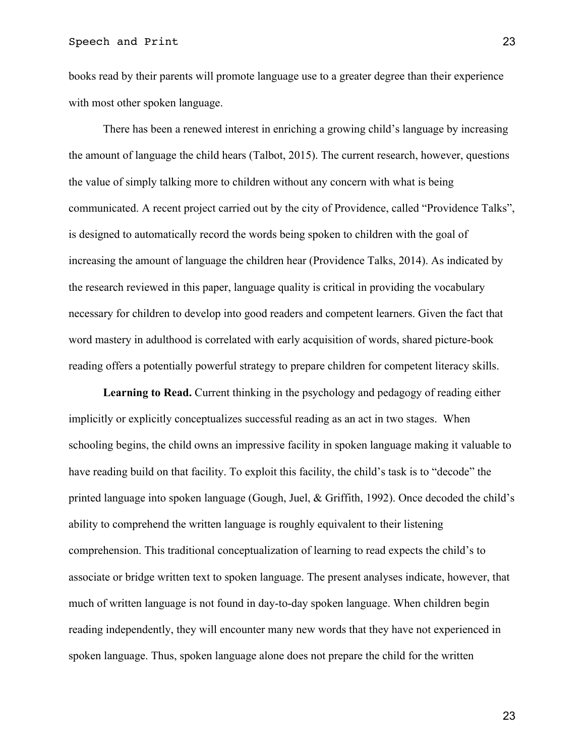books read by their parents will promote language use to a greater degree than their experience with most other spoken language.

There has been a renewed interest in enriching a growing child's language by increasing the amount of language the child hears (Talbot, 2015). The current research, however, questions the value of simply talking more to children without any concern with what is being communicated. A recent project carried out by the city of Providence, called "Providence Talks", is designed to automatically record the words being spoken to children with the goal of increasing the amount of language the children hear (Providence Talks, 2014). As indicated by the research reviewed in this paper, language quality is critical in providing the vocabulary necessary for children to develop into good readers and competent learners. Given the fact that word mastery in adulthood is correlated with early acquisition of words, shared picture-book reading offers a potentially powerful strategy to prepare children for competent literacy skills.

**Learning to Read.** Current thinking in the psychology and pedagogy of reading either implicitly or explicitly conceptualizes successful reading as an act in two stages. When schooling begins, the child owns an impressive facility in spoken language making it valuable to have reading build on that facility. To exploit this facility, the child's task is to "decode" the printed language into spoken language (Gough, Juel, & Griffith, 1992). Once decoded the child's ability to comprehend the written language is roughly equivalent to their listening comprehension. This traditional conceptualization of learning to read expects the child's to associate or bridge written text to spoken language. The present analyses indicate, however, that much of written language is not found in day-to-day spoken language. When children begin reading independently, they will encounter many new words that they have not experienced in spoken language. Thus, spoken language alone does not prepare the child for the written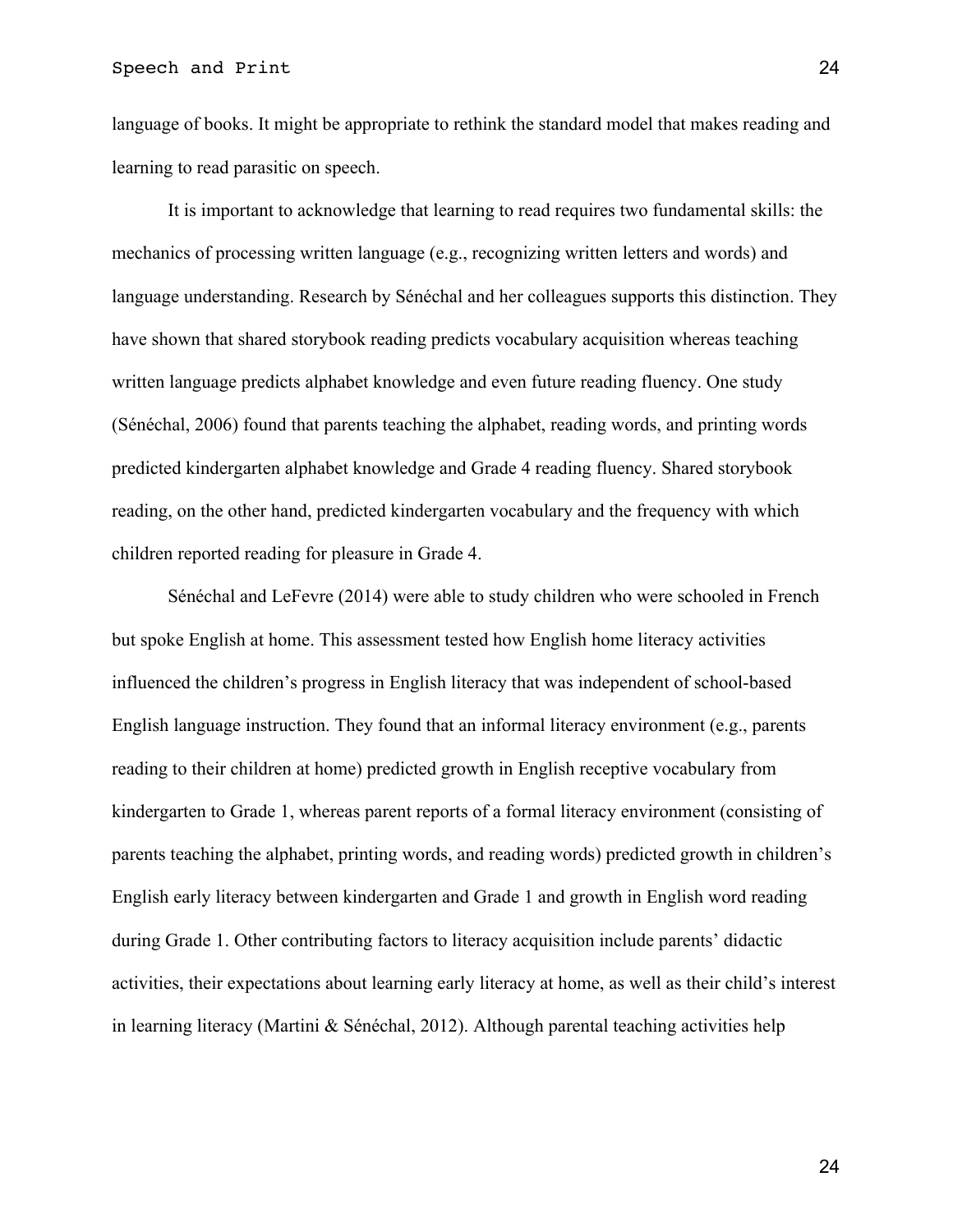language of books. It might be appropriate to rethink the standard model that makes reading and learning to read parasitic on speech.

It is important to acknowledge that learning to read requires two fundamental skills: the mechanics of processing written language (e.g., recognizing written letters and words) and language understanding. Research by Sénéchal and her colleagues supports this distinction. They have shown that shared storybook reading predicts vocabulary acquisition whereas teaching written language predicts alphabet knowledge and even future reading fluency. One study (Sénéchal, 2006) found that parents teaching the alphabet, reading words, and printing words predicted kindergarten alphabet knowledge and Grade 4 reading fluency. Shared storybook reading, on the other hand, predicted kindergarten vocabulary and the frequency with which children reported reading for pleasure in Grade 4.

Sénéchal and LeFevre (2014) were able to study children who were schooled in French but spoke English at home. This assessment tested how English home literacy activities influenced the children's progress in English literacy that was independent of school-based English language instruction. They found that an informal literacy environment (e.g., parents reading to their children at home) predicted growth in English receptive vocabulary from kindergarten to Grade 1, whereas parent reports of a formal literacy environment (consisting of parents teaching the alphabet, printing words, and reading words) predicted growth in children's English early literacy between kindergarten and Grade 1 and growth in English word reading during Grade 1. Other contributing factors to literacy acquisition include parents' didactic activities, their expectations about learning early literacy at home, as well as their child's interest in learning literacy (Martini & Sénéchal, 2012). Although parental teaching activities help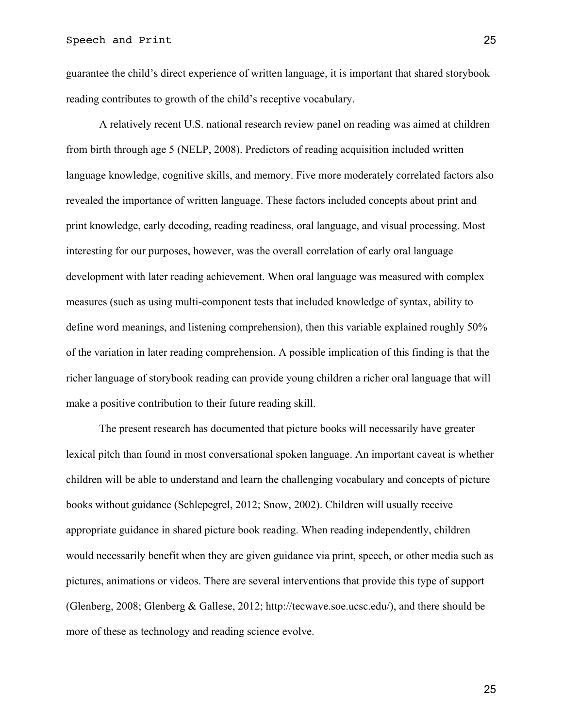guarantee the child's direct experience of written language, it is important that shared storybook reading contributes to growth of the child's receptive vocabulary.

A relatively recent U.S. national research review panel on reading was aimed at children from birth through age 5 (NELP, 2008). Predictors of reading acquisition included written language knowledge, cognitive skills, and memory. Five more moderately correlated factors also revealed the importance of written language. These factors included concepts about print and print knowledge, early decoding, reading readiness, oral language, and visual processing. Most interesting for our purposes, however, was the overall correlation of early oral language development with later reading achievement. When oral language was measured with complex measures (such as using multi-component tests that included knowledge of syntax, ability to define word meanings, and listening comprehension), then this variable explained roughly 50% of the variation in later reading comprehension. A possible implication of this finding is that the richer language of storybook reading can provide young children a richer oral language that will make a positive contribution to their future reading skill.

The present research has documented that picture books will necessarily have greater lexical pitch than found in most conversational spoken language. An important caveat is whether children will be able to understand and learn the challenging vocabulary and concepts of picture books without guidance (Schlepegrel, 2012; Snow, 2002). Children will usually receive appropriate guidance in shared picture book reading. When reading independently, children would necessarily benefit when they are given guidance via print, speech, or other media such as pictures, animations or videos. There are several interventions that provide this type of support (Glenberg, 2008; Glenberg & Gallese, 2012; http://tecwave.soe.ucsc.edu/), and there should be more of these as technology and reading science evolve.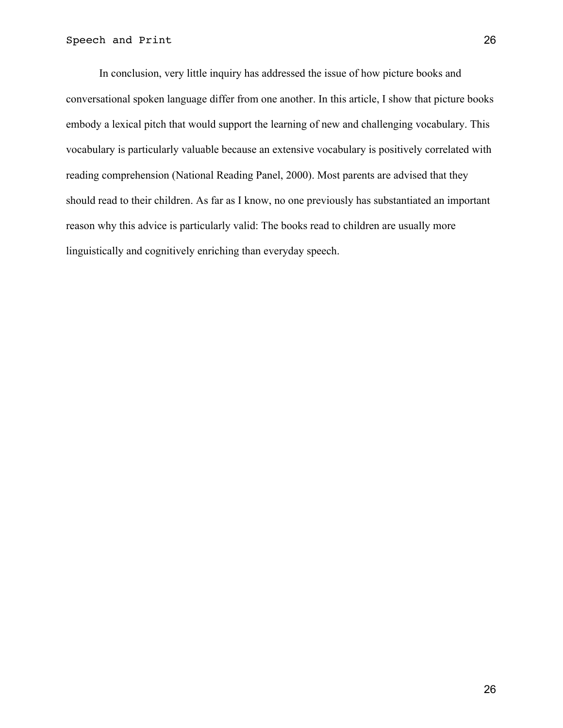In conclusion, very little inquiry has addressed the issue of how picture books and conversational spoken language differ from one another. In this article, I show that picture books embody a lexical pitch that would support the learning of new and challenging vocabulary. This vocabulary is particularly valuable because an extensive vocabulary is positively correlated with reading comprehension (National Reading Panel, 2000). Most parents are advised that they should read to their children. As far as I know, no one previously has substantiated an important reason why this advice is particularly valid: The books read to children are usually more linguistically and cognitively enriching than everyday speech.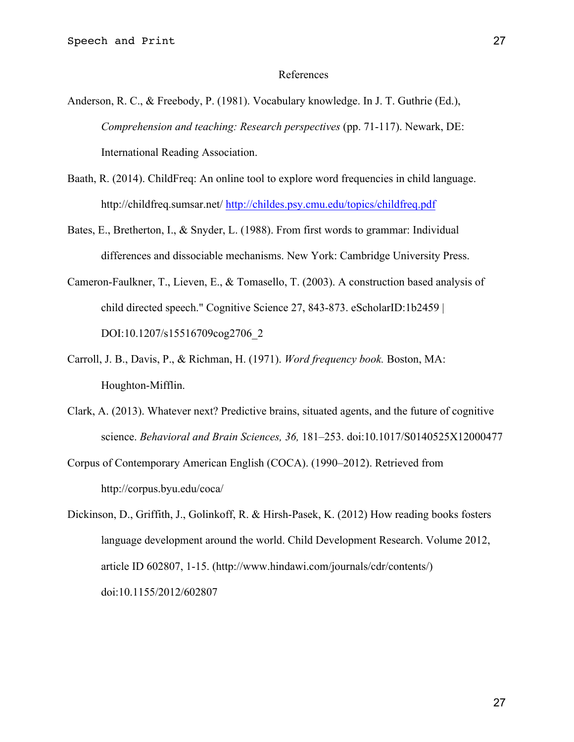# References

Anderson, R. C., & Freebody, P. (1981). Vocabulary knowledge. In J. T. Guthrie (Ed.), *Comprehension and teaching: Research perspectives* (pp. 71-117). Newark, DE: International Reading Association.

Baath, R. (2014). ChildFreq: An online tool to explore word frequencies in child language. http://childfreq.sumsar.net/ http://childes.psy.cmu.edu/topics/childfreq.pdf

Bates, E., Bretherton, I., & Snyder, L. (1988). From first words to grammar: Individual differences and dissociable mechanisms. New York: Cambridge University Press.

Cameron-Faulkner, T., Lieven, E., & Tomasello, T. (2003). A construction based analysis of child directed speech." Cognitive Science 27, 843-873. eScholarID:1b2459 | DOI:10.1207/s15516709cog2706_2

Carroll, J. B., Davis, P., & Richman, H. (1971). *Word frequency book.* Boston, MA: Houghton-Mifflin.

Clark, A. (2013). Whatever next? Predictive brains, situated agents, and the future of cognitive science. *Behavioral and Brain Sciences, 36,* 181–253. doi:10.1017/S0140525X12000477

Corpus of Contemporary American English (COCA). (1990–2012). Retrieved from http://corpus.byu.edu/coca/

Dickinson, D., Griffith, J., Golinkoff, R. & Hirsh-Pasek, K. (2012) How reading books fosters language development around the world. Child Development Research. Volume 2012, article ID 602807, 1-15. (http://www.hindawi.com/journals/cdr/contents/) doi:10.1155/2012/602807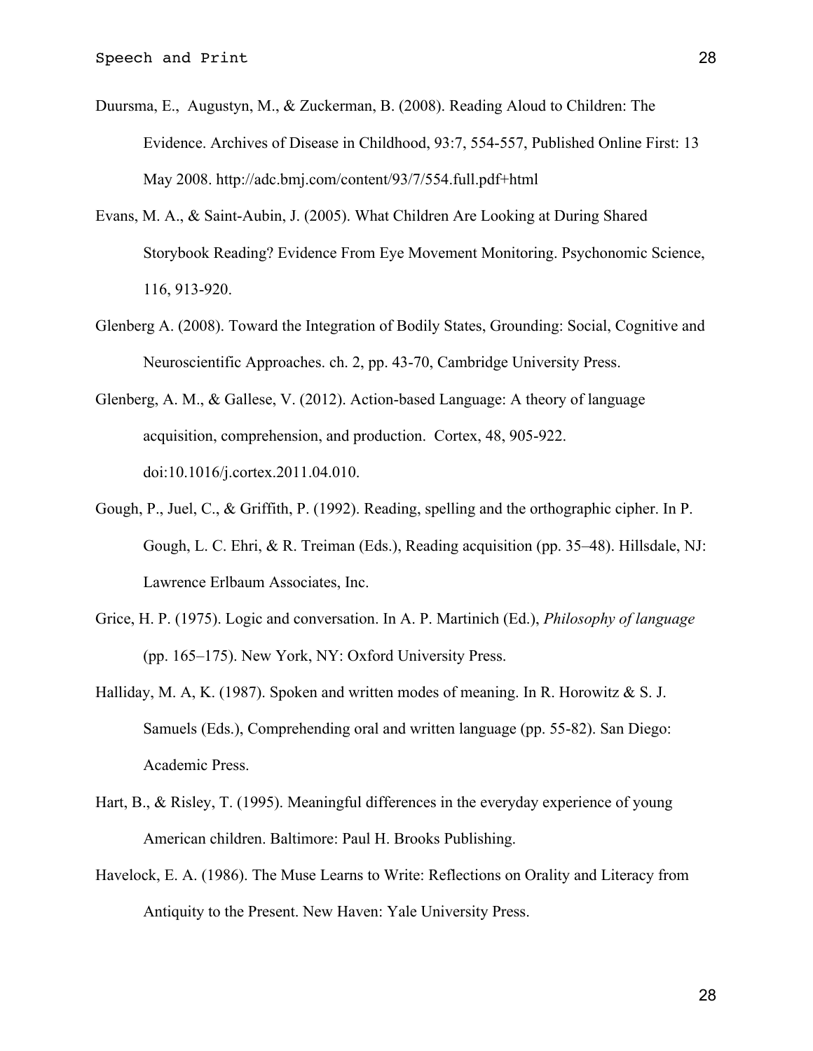Duursma, E., Augustyn, M., & Zuckerman, B. (2008). Reading Aloud to Children: The Evidence. Archives of Disease in Childhood, 93:7, 554-557, Published Online First: 13 May 2008. http://adc.bmj.com/content/93/7/554.full.pdf+html

Evans, M. A., & Saint-Aubin, J. (2005). What Children Are Looking at During Shared Storybook Reading? Evidence From Eye Movement Monitoring. Psychonomic Science, 116, 913-920.

Glenberg A. (2008). Toward the Integration of Bodily States, Grounding: Social, Cognitive and Neuroscientific Approaches. ch. 2, pp. 43-70, Cambridge University Press.

Glenberg, A. M., & Gallese, V. (2012). Action-based Language: A theory of language acquisition, comprehension, and production. Cortex, 48, 905-922. doi:10.1016/j.cortex.2011.04.010.

Gough, P., Juel, C., & Griffith, P. (1992). Reading, spelling and the orthographic cipher. In P. Gough, L. C. Ehri, & R. Treiman (Eds.), Reading acquisition (pp. 35–48). Hillsdale, NJ: Lawrence Erlbaum Associates, Inc.

Grice, H. P. (1975). Logic and conversation. In A. P. Martinich (Ed.), *Philosophy of language* (pp. 165–175). New York, NY: Oxford University Press.

Halliday, M. A, K. (1987). Spoken and written modes of meaning. In R. Horowitz & S. J. Samuels (Eds.), Comprehending oral and written language (pp. 55-82). San Diego: Academic Press.

Hart, B., & Risley, T. (1995). Meaningful differences in the everyday experience of young American children. Baltimore: Paul H. Brooks Publishing.

Havelock, E. A. (1986). The Muse Learns to Write: Reflections on Orality and Literacy from Antiquity to the Present. New Haven: Yale University Press.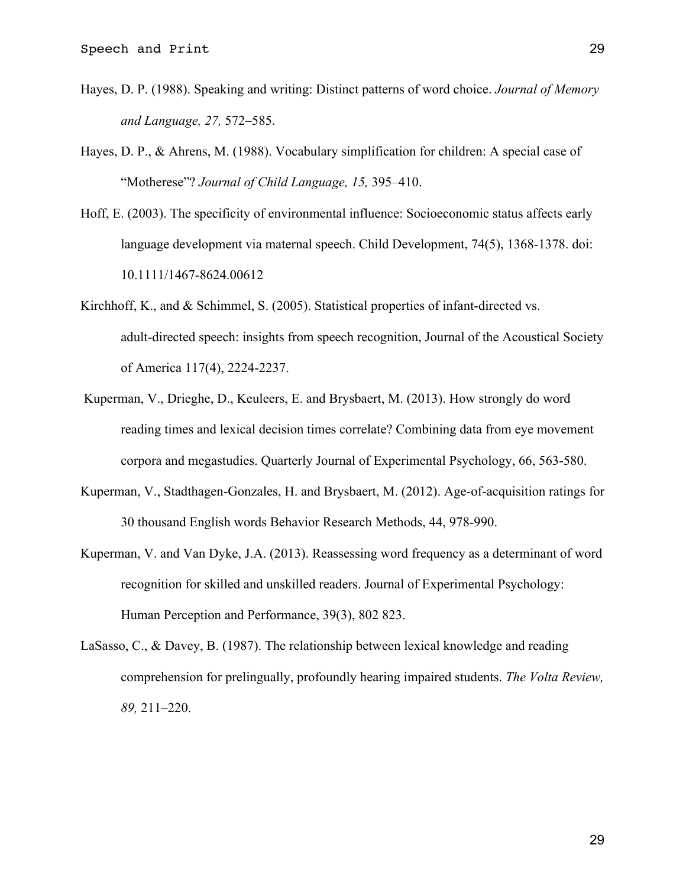Hayes, D. P. (1988). Speaking and writing: Distinct patterns of word choice. *Journal of Memory and Language, 27,* 572–585.

Hayes, D. P., & Ahrens, M. (1988). Vocabulary simplification for children: A special case of "Motherese"? *Journal of Child Language, 15,* 395–410.

Hoff, E. (2003). The specificity of environmental influence: Socioeconomic status affects early language development via maternal speech. Child Development, 74(5), 1368-1378. doi: 10.1111/1467-8624.00612

Kirchhoff, K., and & Schimmel, S. (2005). Statistical properties of infant-directed vs. adult-directed speech: insights from speech recognition, Journal of the Acoustical Society of America 117(4), 2224-2237.

Kuperman, V., Drieghe, D., Keuleers, E. and Brysbaert, M. (2013). How strongly do word reading times and lexical decision times correlate? Combining data from eye movement corpora and megastudies. Quarterly Journal of Experimental Psychology, 66, 563-580.

Kuperman, V., Stadthagen-Gonzales, H. and Brysbaert, M. (2012). Age-of-acquisition ratings for 30 thousand English words Behavior Research Methods, 44, 978-990.

Kuperman, V. and Van Dyke, J.A. (2013). Reassessing word frequency as a determinant of word recognition for skilled and unskilled readers. Journal of Experimental Psychology: Human Perception and Performance, 39(3), 802 823.

LaSasso, C., & Davey, B. (1987). The relationship between lexical knowledge and reading comprehension for prelingually, profoundly hearing impaired students. *The Volta Review, 89,* 211–220.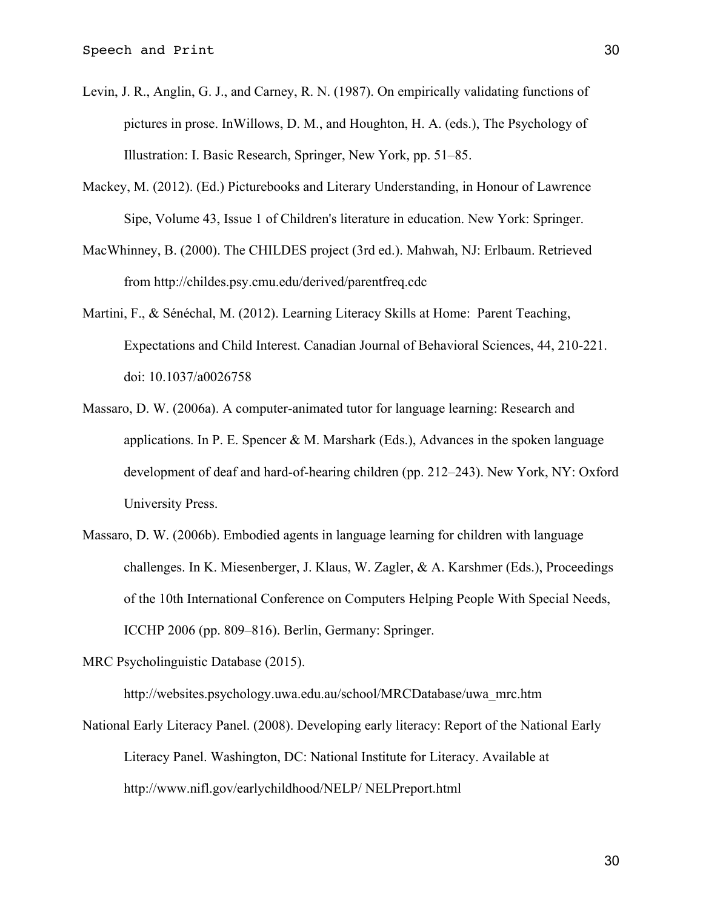Levin, J. R., Anglin, G. J., and Carney, R. N. (1987). On empirically validating functions of pictures in prose. InWillows, D. M., and Houghton, H. A. (eds.), The Psychology of Illustration: I. Basic Research, Springer, New York, pp. 51–85.

Mackey, M. (2012). (Ed.) Picturebooks and Literary Understanding, in Honour of Lawrence Sipe, Volume 43, Issue 1 of Children's literature in education. New York: Springer.

MacWhinney, B. (2000). The CHILDES project (3rd ed.). Mahwah, NJ: Erlbaum. Retrieved from http://childes.psy.cmu.edu/derived/parentfreq.cdc

Martini, F., & Sénéchal, M. (2012). Learning Literacy Skills at Home: Parent Teaching, Expectations and Child Interest. Canadian Journal of Behavioral Sciences, 44, 210-221. doi: 10.1037/a0026758

Massaro, D. W. (2006a). A computer-animated tutor for language learning: Research and applications. In P. E. Spencer & M. Marshark (Eds.), Advances in the spoken language development of deaf and hard-of-hearing children (pp. 212–243). New York, NY: Oxford University Press.

Massaro, D. W. (2006b). Embodied agents in language learning for children with language challenges. In K. Miesenberger, J. Klaus, W. Zagler, & A. Karshmer (Eds.), Proceedings of the 10th International Conference on Computers Helping People With Special Needs, ICCHP 2006 (pp. 809–816). Berlin, Germany: Springer.

MRC Psycholinguistic Database (2015). http://websites.psychology.uwa.edu.au/school/MRCDatabase/uwa_mrc.htm

National Early Literacy Panel. (2008). Developing early literacy: Report of the National Early Literacy Panel. Washington, DC: National Institute for Literacy. Available at http://www.nifl.gov/earlychildhood/NELP/ NELPreport.html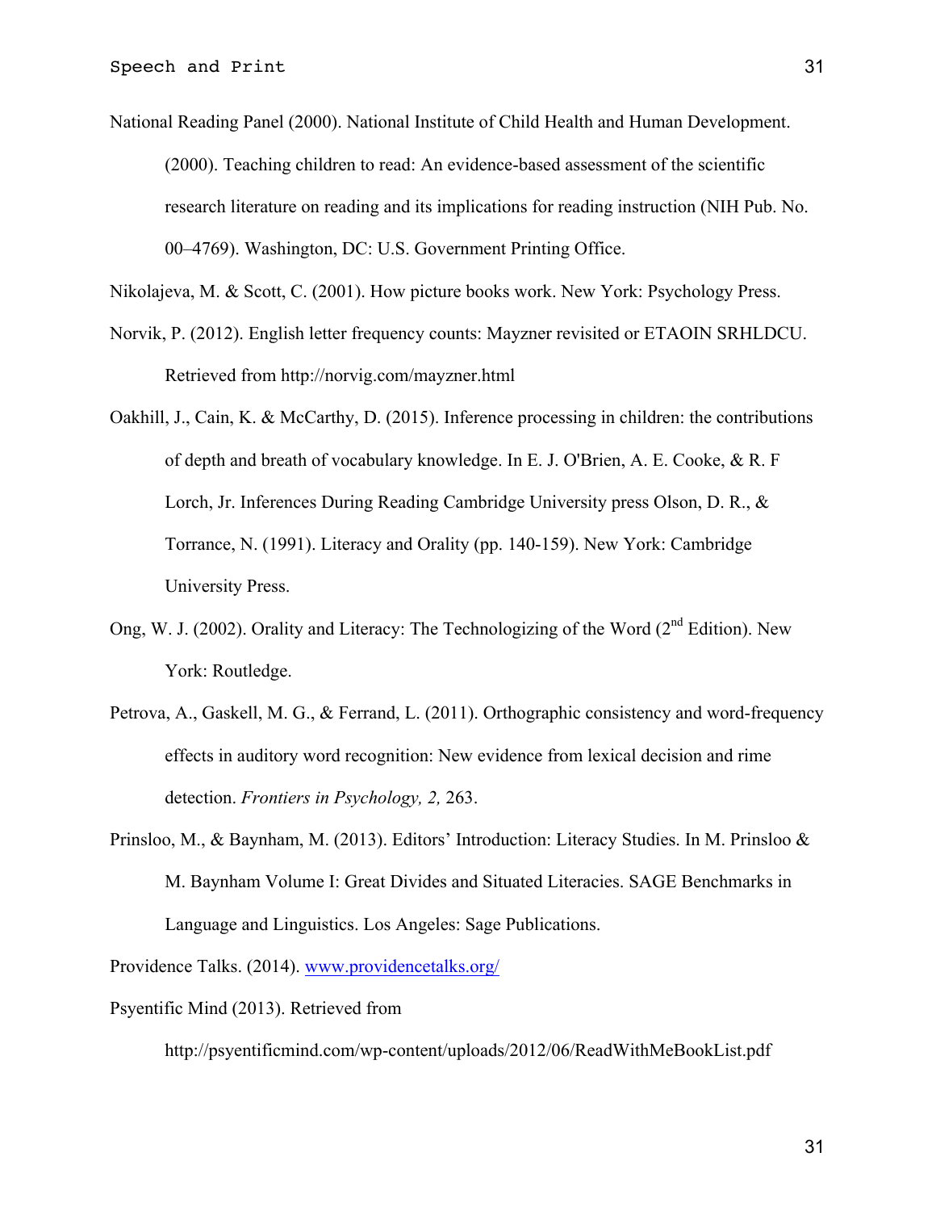National Reading Panel (2000). National Institute of Child Health and Human Development. (2000). Teaching children to read: An evidence-based assessment of the scientific research literature on reading and its implications for reading instruction (NIH Pub. No. 00–4769). Washington, DC: U.S. Government Printing Office.

Nikolajeva, M. & Scott, C. (2001). How picture books work. New York: Psychology Press.

Norvik, P. (2012). English letter frequency counts: Mayzner revisited or ETAOIN SRHLDCU. Retrieved from http://norvig.com/mayzner.html

Oakhill, J., Cain, K. & McCarthy, D. (2015). Inference processing in children: the contributions of depth and breath of vocabulary knowledge. In E. J. O'Brien, A. E. Cooke, & R. F Lorch, Jr. Inferences During Reading Cambridge University press Olson, D. R., & Torrance, N. (1991). Literacy and Orality (pp. 140-159). New York: Cambridge University Press.

Ong, W. J. (2002). Orality and Literacy: The Technologizing of the Word (2nd Edition). New York: Routledge.

Petrova, A., Gaskell, M. G., & Ferrand, L. (2011). Orthographic consistency and word-frequency effects in auditory word recognition: New evidence from lexical decision and rime detection. *Frontiers in Psychology, 2,* 263.

Prinsloo, M., & Baynham, M. (2013). Editors' Introduction: Literacy Studies. In M. Prinsloo & M. Baynham Volume I: Great Divides and Situated Literacies. SAGE Benchmarks in Language and Linguistics. Los Angeles: Sage Publications.

Providence Talks. (2014). [www.providencetalks.org/](www.providencetalks.org/)

Psyentific Mind (2013). Retrieved from http://psyentificmind.com/wp-content/uploads/2012/06/ReadWithMeBookList.pdf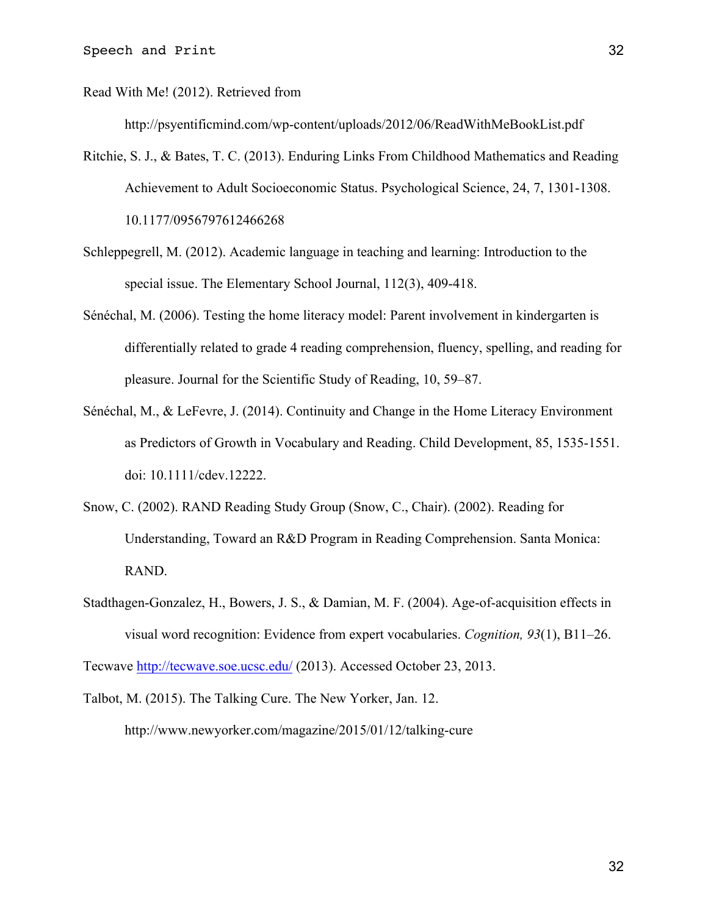Read With Me! (2012). Retrieved from http://psyentificmind.com/wp-content/uploads/2012/06/ReadWithMeBookList.pdf

Ritchie, S. J., & Bates, T. C. (2013). Enduring Links From Childhood Mathematics and Reading Achievement to Adult Socioeconomic Status. Psychological Science, 24, 7, 1301-1308. 10.1177/0956797612466268

Schleppegrell, M. (2012). Academic language in teaching and learning: Introduction to the special issue. The Elementary School Journal, 112(3), 409-418.

Sénéchal, M. (2006). Testing the home literacy model: Parent involvement in kindergarten is differentially related to grade 4 reading comprehension, fluency, spelling, and reading for pleasure. Journal for the Scientific Study of Reading, 10, 59–87.

Sénéchal, M., & LeFevre, J. (2014). Continuity and Change in the Home Literacy Environment as Predictors of Growth in Vocabulary and Reading. Child Development, 85, 1535-1551. doi: 10.1111/cdev.12222.

Snow, C. (2002). RAND Reading Study Group (Snow, C., Chair). (2002). Reading for Understanding, Toward an R&D Program in Reading Comprehension. Santa Monica: RAND.

Stadthagen-Gonzalez, H., Bowers, J. S., & Damian, M. F. (2004). Age-of-acquisition effects in visual word recognition: Evidence from expert vocabularies. *Cognition, 93*(1), B11–26.

Tecwave http://tecwave.soe.ucsc.edu/ (2013). Accessed October 23, 2013.

Talbot, M. (2015). The Talking Cure. The New Yorker, Jan. 12. http://www.newyorker.com/magazine/2015/01/12/talking-cure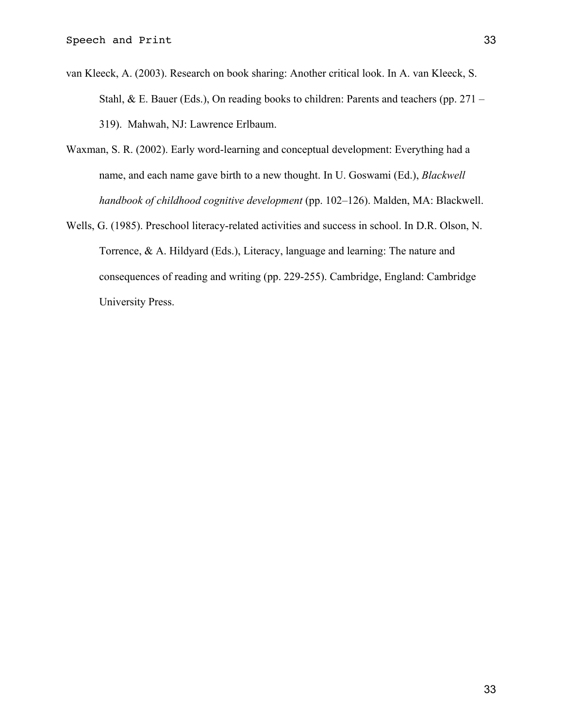van Kleeck, A. (2003). Research on book sharing: Another critical look. In A. van Kleeck, S. Stahl, & E. Bauer (Eds.), On reading books to children: Parents and teachers (pp. 271 – 319). Mahwah, NJ: Lawrence Erlbaum.

Waxman, S. R. (2002). Early word-learning and conceptual development: Everything had a name, and each name gave birth to a new thought. In U. Goswami (Ed.), *Blackwell handbook of childhood cognitive development* (pp. 102–126). Malden, MA: Blackwell.

Wells, G. (1985). Preschool literacy-related activities and success in school. In D.R. Olson, N. Torrence, & A. Hildyard (Eds.), Literacy, language and learning: The nature and consequences of reading and writing (pp. 229-255). Cambridge, England: Cambridge University Press.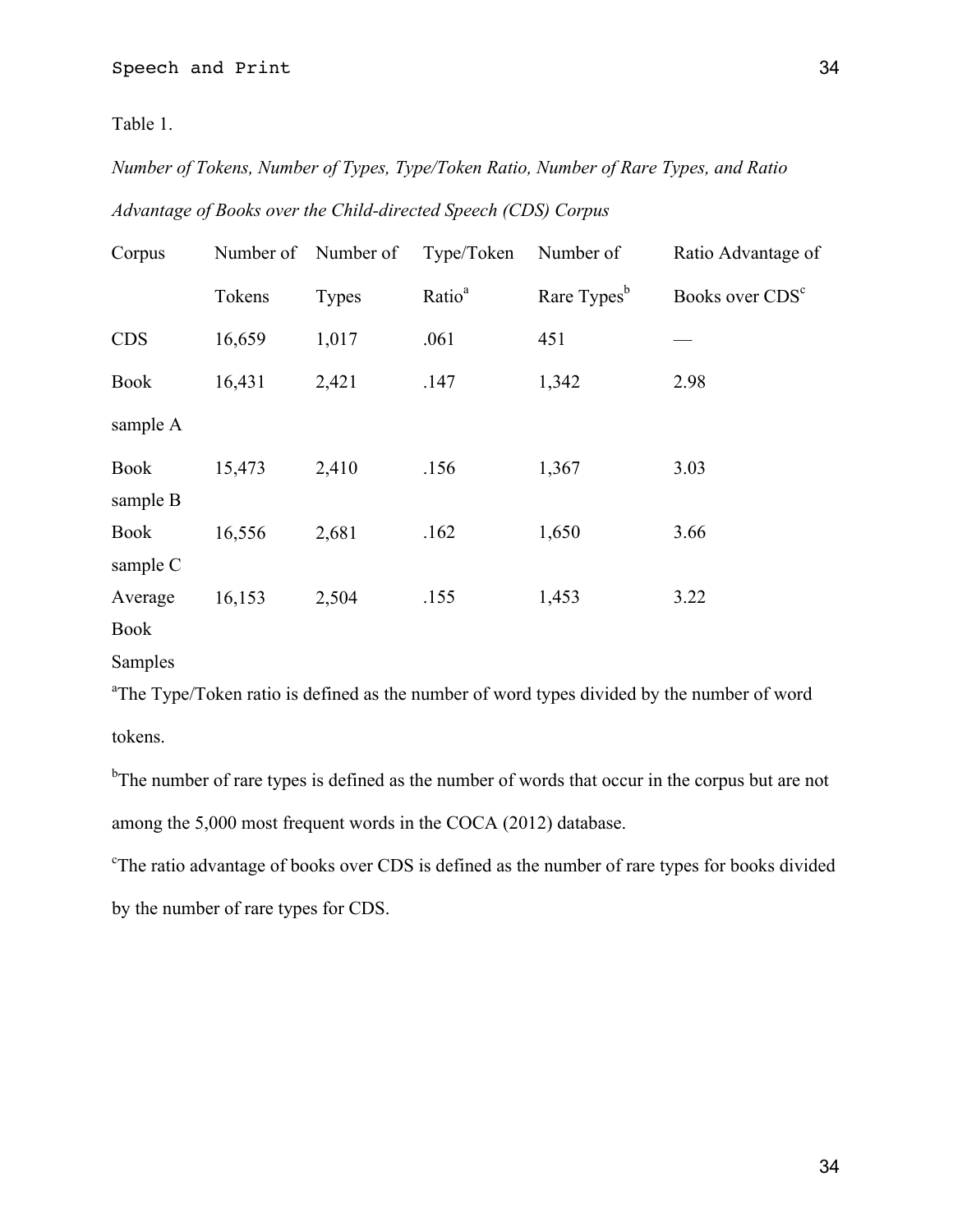Table 1.

*Number of Tokens, Number of Types, Type/Token Ratio, Number of Rare Types, and Ratio Advantage of Books over the Child-directed Speech (CDS) Corpus*

| Corpus | Number of Tokens | Number of Types | Type/Token Ratio[a] | Number of Rare Types[b] | Ratio Advantage of Books over CDS[c] |
|---|---|---|---|---|---|
| CDS | 16,659 | 1,017 | .061 | 451 | — |
| Book sample A | 16,431 | 2,421 | .147 | 1,342 | 2.98 |
| Book sample B | 15,473 | 2,410 | .156 | 1,367 | 3.03 |
| Book sample C | 16,556 | 2,681 | .162 | 1,650 | 3.66 |
| Average Book Samples | 16,153 | 2,504 | .155 | 1,453 | 3.22 |

[a]The Type/Token ratio is defined as the number of word types divided by the number of word tokens.

[b]The number of rare types is defined as the number of words that occur in the corpus but are not among the 5,000 most frequent words in the COCA (2012) database.

[c]The ratio advantage of books over CDS is defined as the number of rare types for books divided by the number of rare types for CDS.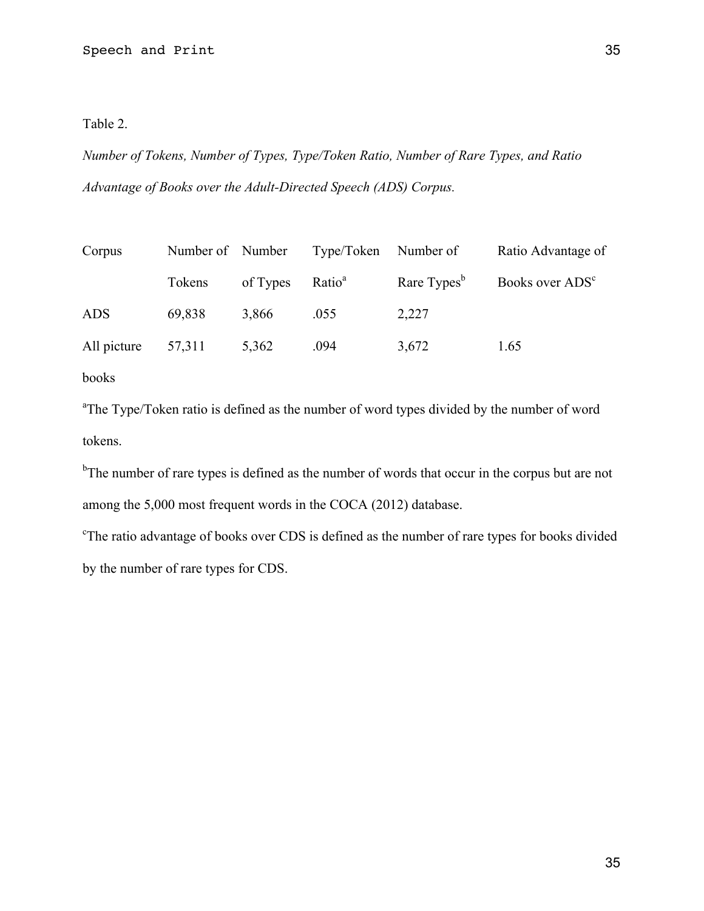Table 2.

*Number of Tokens, Number of Types, Type/Token Ratio, Number of Rare Types, and Ratio Advantage of Books over the Adult-Directed Speech (ADS) Corpus.*

| Corpus | Number of Tokens | Number of Types | Type/Token Ratio[a] | Number of Rare Types[b] | Ratio Advantage of Books over ADS[c] |
|---|---|---|---|---|---|
| ADS | 69,838 | 3,866 | .055 | 2,227 | |
| All picture books | 57,311 | 5,362 | .094 | 3,672 | 1.65 |

[a]The Type/Token ratio is defined as the number of word types divided by the number of word tokens.

[b]The number of rare types is defined as the number of words that occur in the corpus but are not among the 5,000 most frequent words in the COCA (2012) database.

[c]The ratio advantage of books over CDS is defined as the number of rare types for books divided by the number of rare types for CDS.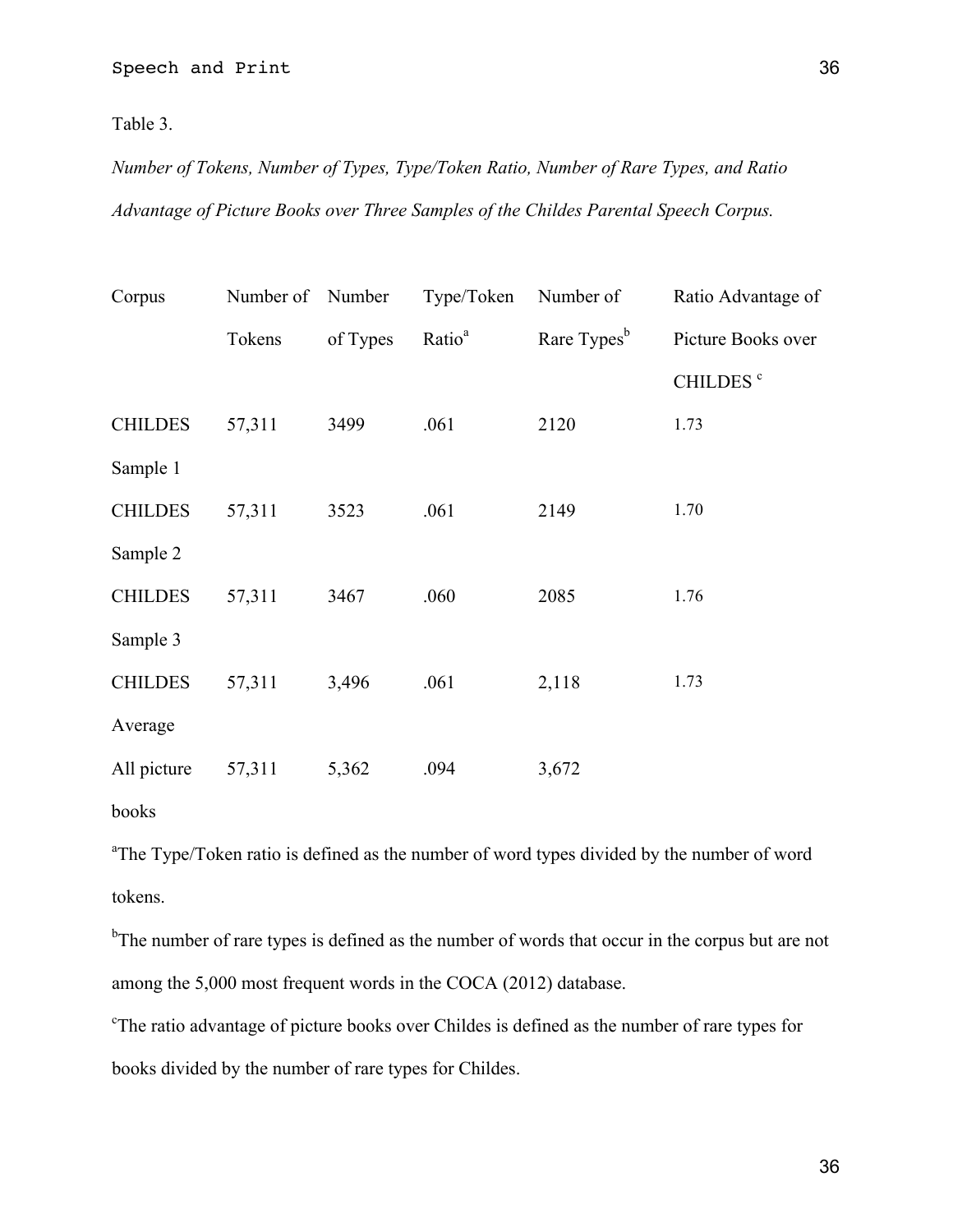Table 3.

*Number of Tokens, Number of Types, Type/Token Ratio, Number of Rare Types, and Ratio Advantage of Picture Books over Three Samples of the Childes Parental Speech Corpus.*

| Corpus | Number of Tokens | Number of Types | Type/Token Ratio[a] | Number of Rare Types[b] | Ratio Advantage of Picture Books over CHILDES [c] |
|---|---|---|---|---|---|
| CHILDES Sample 1 | 57,311 | 3499 | .061 | 2120 | 1.73 |
| CHILDES Sample 2 | 57,311 | 3523 | .061 | 2149 | 1.70 |
| CHILDES Sample 3 | 57,311 | 3467 | .060 | 2085 | 1.76 |
| CHILDES Average | 57,311 | 3,496 | .061 | 2,118 | 1.73 |
| All picture books | 57,311 | 5,362 | .094 | 3,672 | |

[a]The Type/Token ratio is defined as the number of word types divided by the number of word tokens.

[b]The number of rare types is defined as the number of words that occur in the corpus but are not among the 5,000 most frequent words in the COCA (2012) database.

[c]The ratio advantage of picture books over Childes is defined as the number of rare types for books divided by the number of rare types for Childes.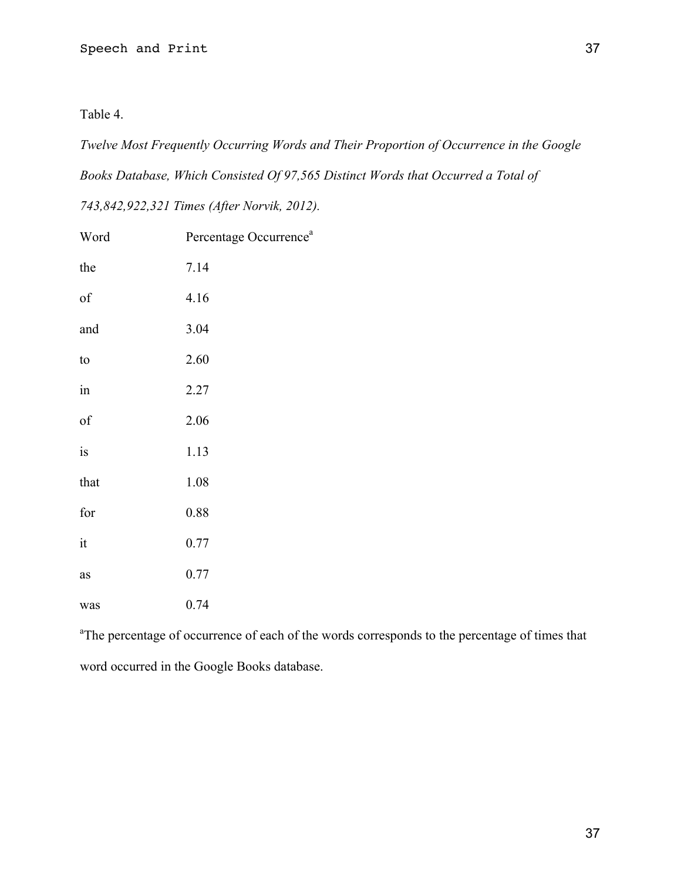Table 4.

*Twelve Most Frequently Occurring Words and Their Proportion of Occurrence in the Google Books Database, Which Consisted Of 97,565 Distinct Words that Occurred a Total of 743,842,922,321 Times (After Norvik, 2012).*

| Word | Percentage Occurrence[a] |
|---|---|
| the | 7.14 |
| of | 4.16 |
| and | 3.04 |
| to | 2.60 |
| in | 2.27 |
| of | 2.06 |
| is | 1.13 |
| that | 1.08 |
| for | 0.88 |
| it | 0.77 |
| as | 0.77 |
| was | 0.74 |

[a]The percentage of occurrence of each of the words corresponds to the percentage of times that word occurred in the Google Books database.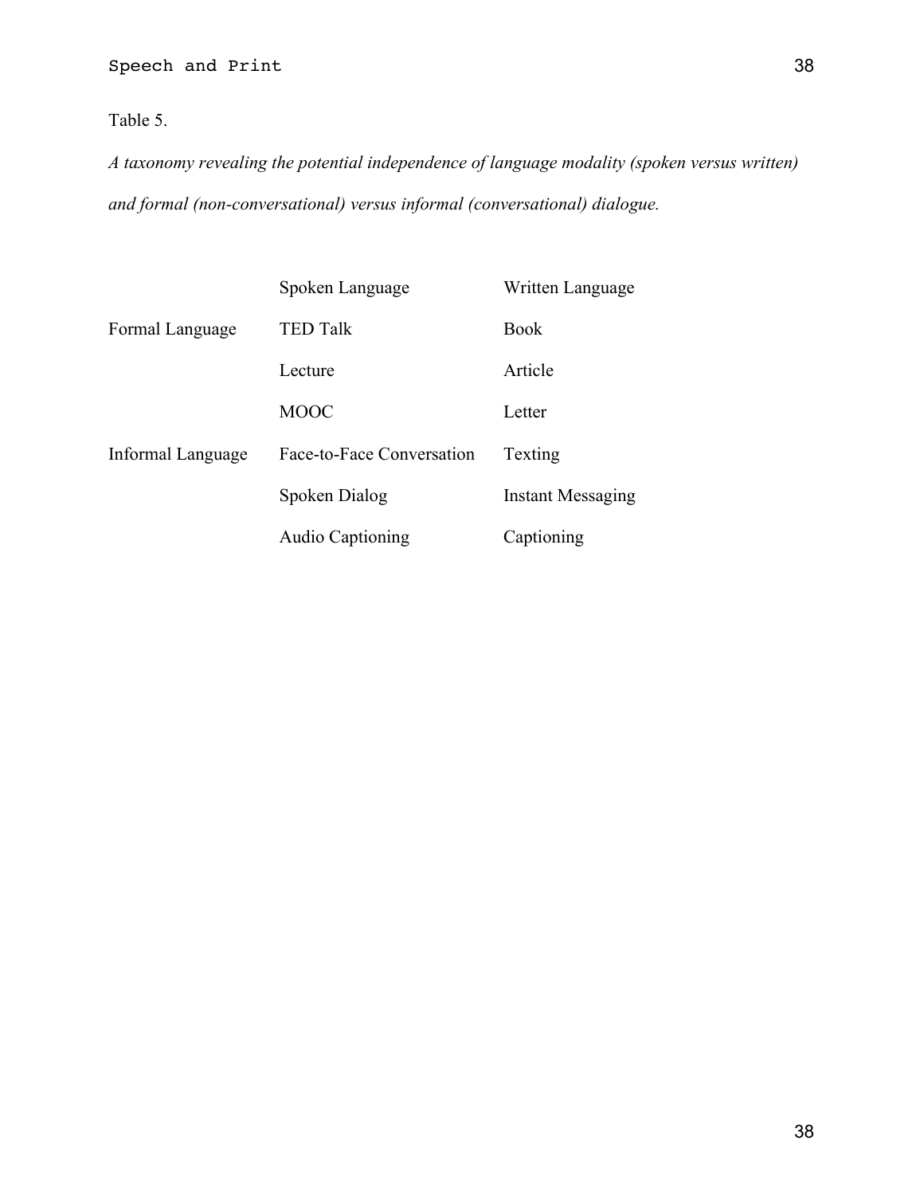Table 5.

*A taxonomy revealing the potential independence of language modality (spoken versus written) and formal (non-conversational) versus informal (conversational) dialogue.*

| | Spoken Language | Written Language |
|---|---|---|
| Formal Language | TED Talk | Book |
| | Lecture | Article |
| | MOOC | Letter |
| Informal Language | Face-to-Face Conversation | Texting |
| | Spoken Dialog | Instant Messaging |
| | Audio Captioning | Captioning |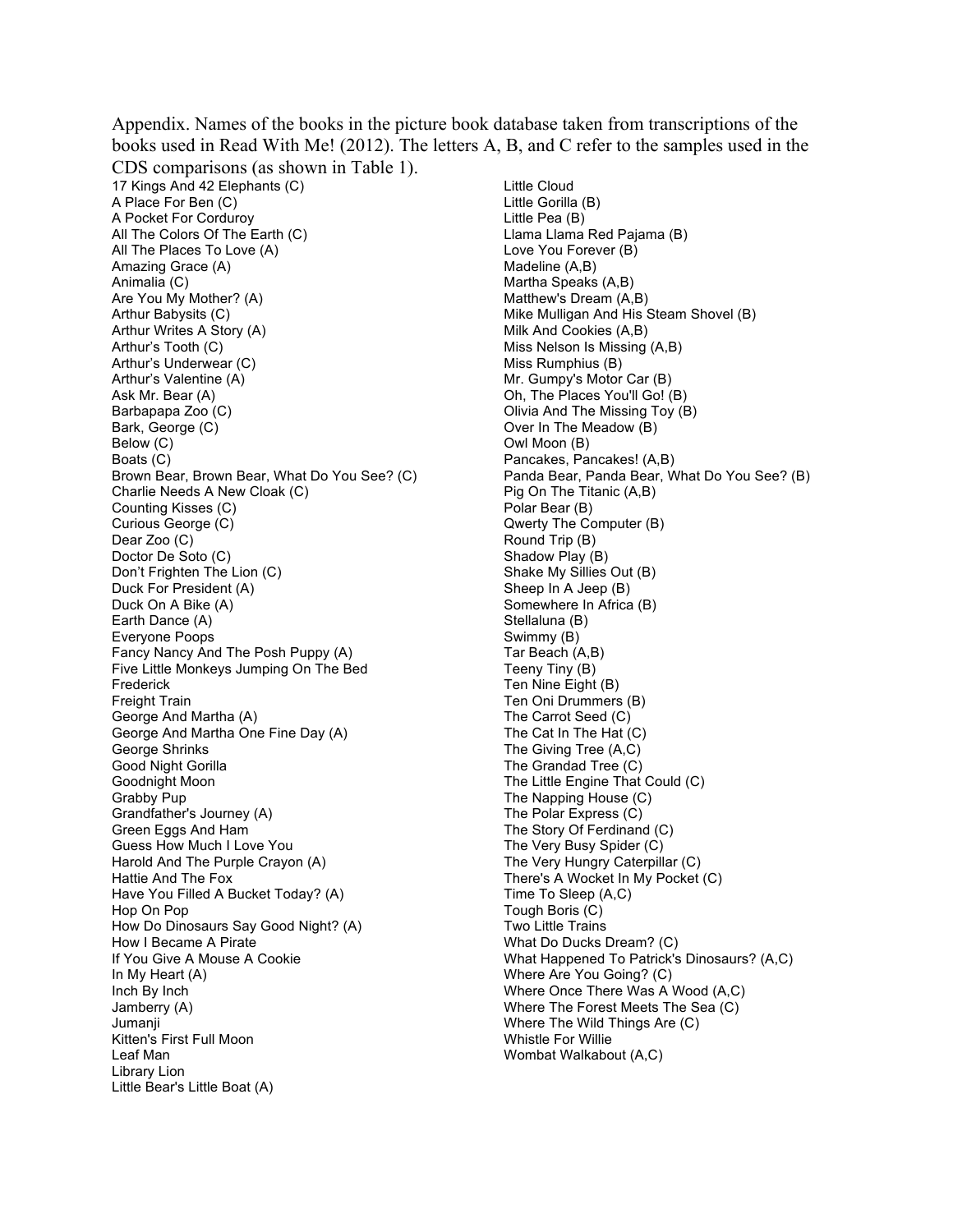Appendix. Names of the books in the picture book database taken from transcriptions of the books used in Read With Me! (2012). The letters A, B, and C refer to the samples used in the CDS comparisons (as shown in Table 1).

17 Kings And 42 Elephants (C)
A Place For Ben (C)
A Pocket For Corduroy
All The Colors Of The Earth (C)
All The Places To Love (A)
Amazing Grace (A)
Animalia (C)
Are You My Mother? (A)
Arthur Babysits (C)
Arthur Writes A Story (A)
Arthur's Tooth (C)
Arthur's Underwear (C)
Arthur's Valentine (A)
Ask Mr. Bear (A)
Barbapapa Zoo (C)
Bark, George (C)
Below (C)
Boats (C)
Brown Bear, Brown Bear, What Do You See? (C)
Charlie Needs A New Cloak (C)
Counting Kisses (C)
Curious George (C)
Dear Zoo (C)
Doctor De Soto (C)
Don't Frighten The Lion (C)
Duck For President (A)
Duck On A Bike (A)
Earth Dance (A)
Everyone Poops
Fancy Nancy And The Posh Puppy (A)
Five Little Monkeys Jumping On The Bed
Frederick
Freight Train
George And Martha (A)
George And Martha One Fine Day (A)
George Shrinks
Good Night Gorilla
Goodnight Moon
Grabby Pup
Grandfather's Journey (A)
Green Eggs And Ham
Guess How Much I Love You
Harold And The Purple Crayon (A)
Hattie And The Fox
Have You Filled A Bucket Today? (A)
Hop On Pop
How Do Dinosaurs Say Good Night? (A)
How I Became A Pirate
If You Give A Mouse A Cookie
In My Heart (A)
Inch By Inch
Jamberry (A)
Jumanji
Kitten's First Full Moon
Leaf Man
Library Lion
Little Bear's Little Boat (A)
Little Cloud
Little Gorilla (B)
Little Pea (B)
Llama Llama Red Pajama (B)
Love You Forever (B)
Madeline (A,B)
Martha Speaks (A,B)
Matthew's Dream (A,B)
Mike Mulligan And His Steam Shovel (B)
Milk And Cookies (A,B)
Miss Nelson Is Missing (A,B)
Miss Rumphius (B)
Mr. Gumpy's Motor Car (B)
Oh, The Places You'll Go! (B)
Olivia And The Missing Toy (B)
Over In The Meadow (B)
Owl Moon (B)
Pancakes, Pancakes! (A,B)
Panda Bear, Panda Bear, What Do You See? (B)
Pig On The Titanic (A,B)
Polar Bear (B)
Qwerty The Computer (B)
Round Trip (B)
Shadow Play (B)
Shake My Sillies Out (B)
Sheep In A Jeep (B)
Somewhere In Africa (B)
Stellaluna (B)
Swimmy (B)
Tar Beach (A,B)
Teeny Tiny (B)
Ten Nine Eight (B)
Ten Oni Drummers (B)
The Carrot Seed (C)
The Cat In The Hat (C)
The Giving Tree (A,C)
The Grandad Tree (C)
The Little Engine That Could (C)
The Napping House (C)
The Polar Express (C)
The Story Of Ferdinand (C)
The Very Busy Spider (C)
The Very Hungry Caterpillar (C)
There's A Wocket In My Pocket (C)
Time To Sleep (A,C)
Tough Boris (C)
Two Little Trains
What Do Ducks Dream? (C)
What Happened To Patrick's Dinosaurs? (A,C)
Where Are You Going? (C)
Where Once There Was A Wood (A,C)
Where The Forest Meets The Sea (C)
Where The Wild Things Are (C)
Whistle For Willie
Wombat Walkabout (A,C)